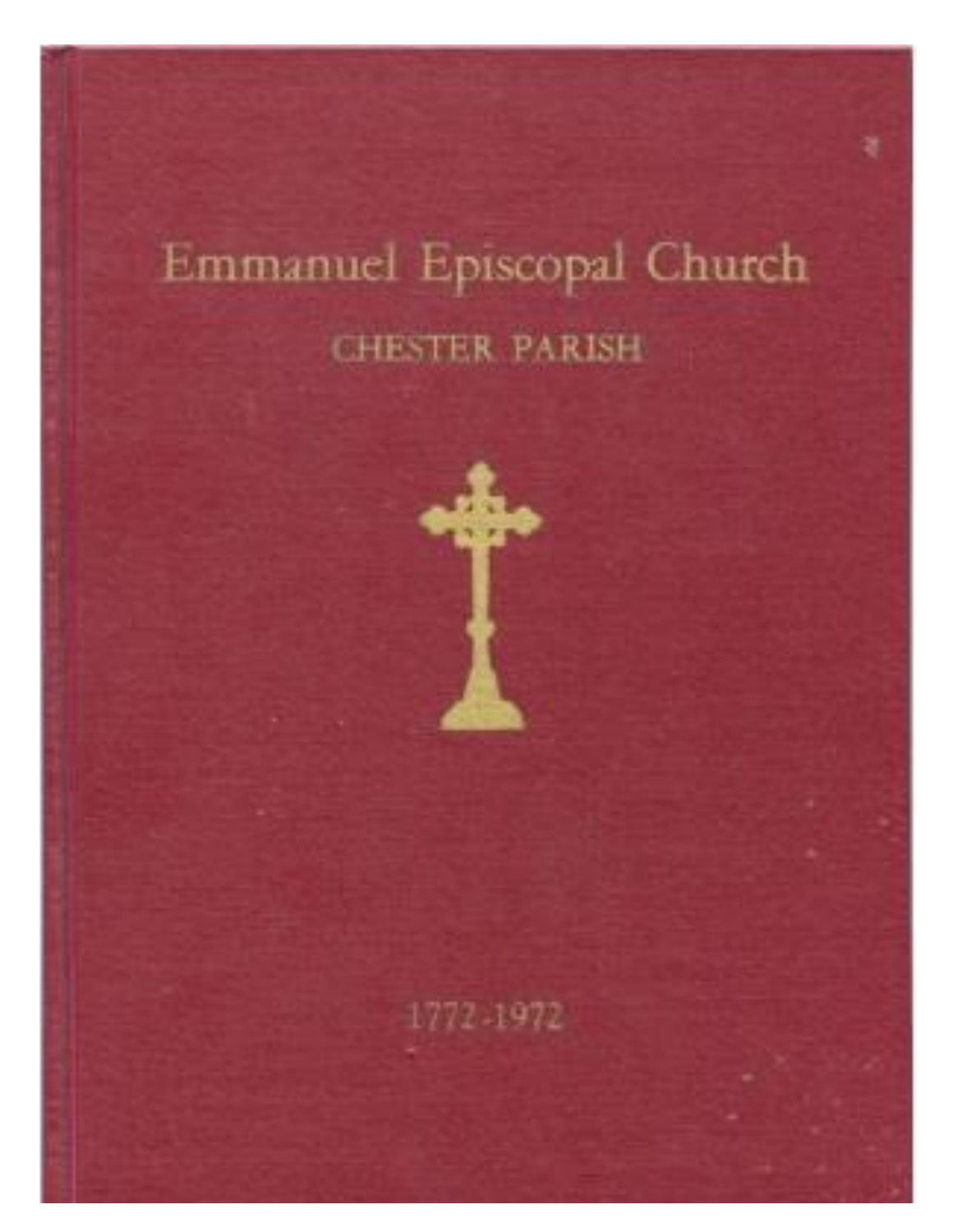# Emmanuel Episcopal Church

## CHESTER PARISH

1772-1972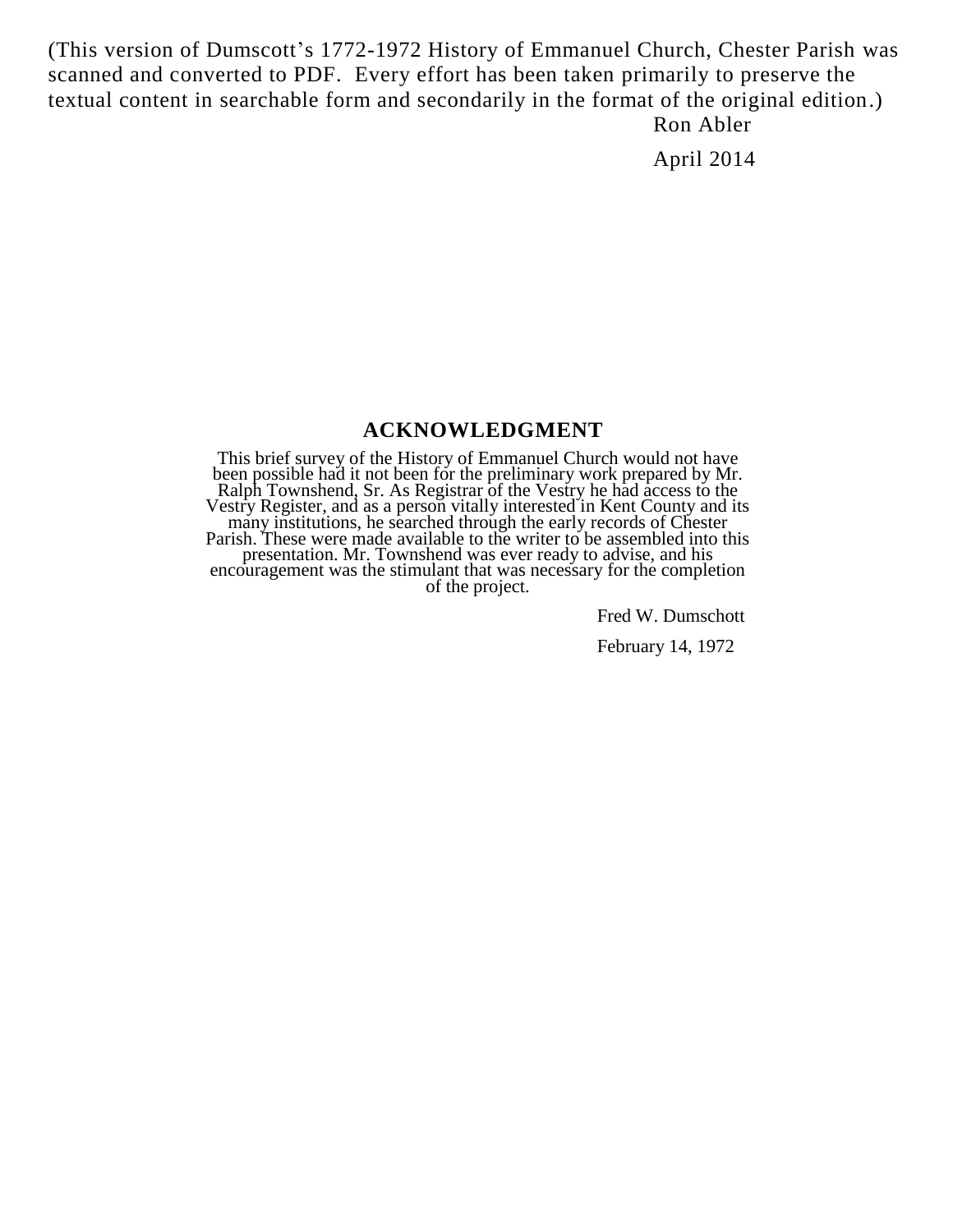(This version of Dumscott's 1772-1972 History of Emmanuel Church, Chester Parish was scanned and converted to PDF. Every effort has been taken primarily to preserve the textual content in searchable form and secondarily in the format of the original edition.)

Ron Abler

April 2014

## ACKNOWLEDGMENT

This brief survey of the History of Emmanuel Church would not have been possible had it not been for the preliminary work prepared by Mr. Ralph Townshend, Sr. As Registrar of the Vestry he had access to the Vestry Register, and as a person vitally interested in Kent County and its many institutions, he searched through the early records of Chester Parish. These were made available to the writer to be assembled into this presentation. Mr. Townshend was ever ready to advise, and his encouragement was the stimulant that was necessary for the completion of the project.

Fred W. Dumschott

February 14, 1972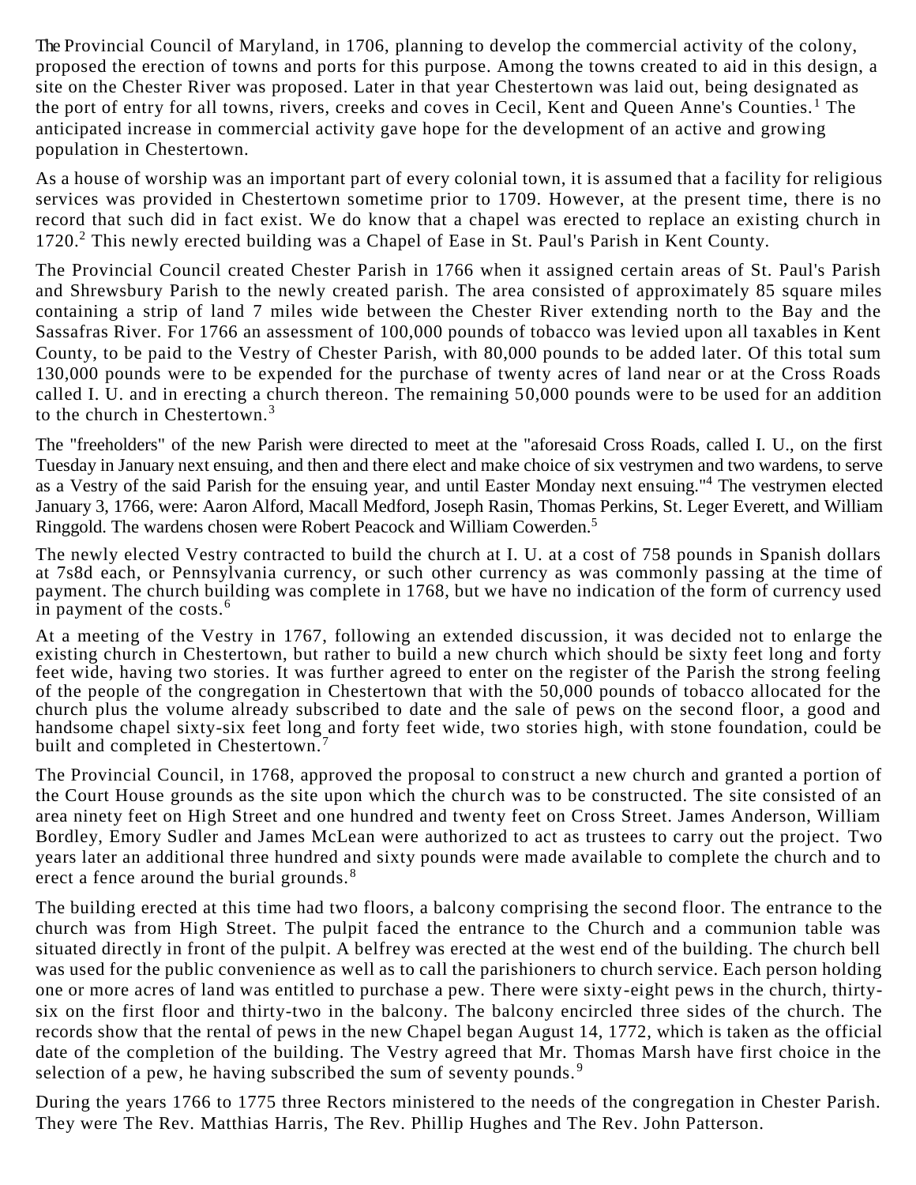The Provincial Council of Maryland, in 1706, planning to develop the commercial activity of the colony, proposed the erection of towns and ports for this purpose. Among the towns created to aid in this design, a site on the Chester River was proposed. Later in that year Chestertown was laid out, being designated as the port of entry for all towns, rivers, creeks and coves in Cecil, Kent and Queen Anne's Counties.[1] The anticipated increase in commercial activity gave hope for the development of an active and growing population in Chestertown.

As a house of worship was an important part of every colonial town, it is assumed that a facility for religious services was provided in Chestertown sometime prior to 1709. However, at the present time, there is no record that such did in fact exist. We do know that a chapel was erected to replace an existing church in 1720.[2] This newly erected building was a Chapel of Ease in St. Paul's Parish in Kent County.

The Provincial Council created Chester Parish in 1766 when it assigned certain areas of St. Paul's Parish and Shrewsbury Parish to the newly created parish. The area consisted of approximately 85 square miles containing a strip of land 7 miles wide between the Chester River extending north to the Bay and the Sassafras River. For 1766 an assessment of 100,000 pounds of tobacco was levied upon all taxables in Kent County, to be paid to the Vestry of Chester Parish, with 80,000 pounds to be added later. Of this total sum 130,000 pounds were to be expended for the purchase of twenty acres of land near or at the Cross Roads called I. U. and in erecting a church thereon. The remaining 50,000 pounds were to be used for an addition to the church in Chestertown.[3]

The "freeholders" of the new Parish were directed to meet at the "aforesaid Cross Roads, called I. U., on the first Tuesday in January next ensuing, and then and there elect and make choice of six vestrymen and two wardens, to serve as a Vestry of the said Parish for the ensuing year, and until Easter Monday next ensuing."[4] The vestrymen elected January 3, 1766, were: Aaron Alford, Macall Medford, Joseph Rasin, Thomas Perkins, St. Leger Everett, and William Ringgold. The wardens chosen were Robert Peacock and William Cowerden.[5]

The newly elected Vestry contracted to build the church at I. U. at a cost of 758 pounds in Spanish dollars at 7s8d each, or Pennsylvania currency, or such other currency as was commonly passing at the time of payment. The church building was complete in 1768, but we have no indication of the form of currency used in payment of the costs.[6]

At a meeting of the Vestry in 1767, following an extended discussion, it was decided not to enlarge the existing church in Chestertown, but rather to build a new church which should be sixty feet long and forty feet wide, having two stories. It was further agreed to enter on the register of the Parish the strong feeling of the people of the congregation in Chestertown that with the 50,000 pounds of tobacco allocated for the church plus the volume already subscribed to date and the sale of pews on the second floor, a good and handsome chapel sixty-six feet long and forty feet wide, two stories high, with stone foundation, could be built and completed in Chestertown.[7]

The Provincial Council, in 1768, approved the proposal to construct a new church and granted a portion of the Court House grounds as the site upon which the church was to be constructed. The site consisted of an area ninety feet on High Street and one hundred and twenty feet on Cross Street. James Anderson, William Bordley, Emory Sudler and James McLean were authorized to act as trustees to carry out the project. Two years later an additional three hundred and sixty pounds were made available to complete the church and to erect a fence around the burial grounds.[8]

The building erected at this time had two floors, a balcony comprising the second floor. The entrance to the church was from High Street. The pulpit faced the entrance to the Church and a communion table was situated directly in front of the pulpit. A belfrey was erected at the west end of the building. The church bell was used for the public convenience as well as to call the parishioners to church service. Each person holding one or more acres of land was entitled to purchase a pew. There were sixty-eight pews in the church, thirty-six on the first floor and thirty-two in the balcony. The balcony encircled three sides of the church. The records show that the rental of pews in the new Chapel began August 14, 1772, which is taken as the official date of the completion of the building. The Vestry agreed that Mr. Thomas Marsh have first choice in the selection of a pew, he having subscribed the sum of seventy pounds.[9]

During the years 1766 to 1775 three Rectors ministered to the needs of the congregation in Chester Parish. They were The Rev. Matthias Harris, The Rev. Phillip Hughes and The Rev. John Patterson.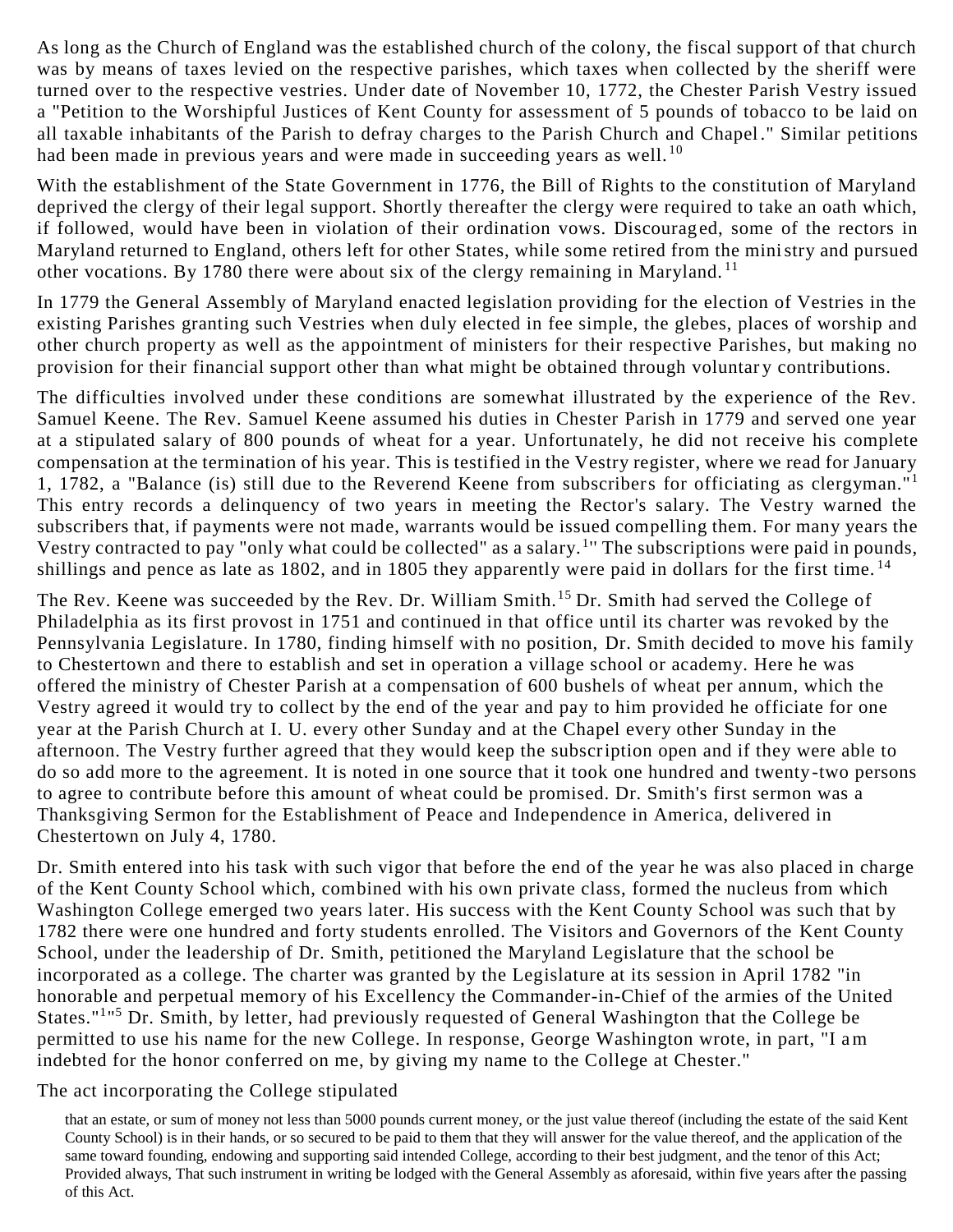As long as the Church of England was the established church of the colony, the fiscal support of that church was by means of taxes levied on the respective parishes, which taxes when collected by the sheriff were turned over to the respective vestries. Under date of November 10, 1772, the Chester Parish Vestry issued a "Petition to the Worshipful Justices of Kent County for assessment of 5 pounds of tobacco to be laid on all taxable inhabitants of the Parish to defray charges to the Parish Church and Chapel." Similar petitions had been made in previous years and were made in succeeding years as well.[10]

With the establishment of the State Government in 1776, the Bill of Rights to the constitution of Maryland deprived the clergy of their legal support. Shortly thereafter the clergy were required to take an oath which, if followed, would have been in violation of their ordination vows. Discouraged, some of the rectors in Maryland returned to England, others left for other States, while some retired from the ministry and pursued other vocations. By 1780 there were about six of the clergy remaining in Maryland.[11]

In 1779 the General Assembly of Maryland enacted legislation providing for the election of Vestries in the existing Parishes granting such Vestries when duly elected in fee simple, the glebes, places of worship and other church property as well as the appointment of ministers for their respective Parishes, but making no provision for their financial support other than what might be obtained through voluntary contributions.

The difficulties involved under these conditions are somewhat illustrated by the experience of the Rev. Samuel Keene. The Rev. Samuel Keene assumed his duties in Chester Parish in 1779 and served one year at a stipulated salary of 800 pounds of wheat for a year. Unfortunately, he did not receive his complete compensation at the termination of his year. This is testified in the Vestry register, where we read for January 1, 1782, a "Balance (is) still due to the Reverend Keene from subscribers for officiating as clergyman."[1] This entry records a delinquency of two years in meeting the Rector's salary. The Vestry warned the subscribers that, if payments were not made, warrants would be issued compelling them. For many years the Vestry contracted to pay "only what could be collected" as a salary.[1'] The subscriptions were paid in pounds, shillings and pence as late as 1802, and in 1805 they apparently were paid in dollars for the first time.[14]

The Rev. Keene was succeeded by the Rev. Dr. William Smith.[15] Dr. Smith had served the College of Philadelphia as its first provost in 1751 and continued in that office until its charter was revoked by the Pennsylvania Legislature. In 1780, finding himself with no position, Dr. Smith decided to move his family to Chestertown and there to establish and set in operation a village school or academy. Here he was offered the ministry of Chester Parish at a compensation of 600 bushels of wheat per annum, which the Vestry agreed it would try to collect by the end of the year and pay to him provided he officiate for one year at the Parish Church at I. U. every other Sunday and at the Chapel every other Sunday in the afternoon. The Vestry further agreed that they would keep the subscription open and if they were able to do so add more to the agreement. It is noted in one source that it took one hundred and twenty-two persons to agree to contribute before this amount of wheat could be promised. Dr. Smith's first sermon was a Thanksgiving Sermon for the Establishment of Peace and Independence in America, delivered in Chestertown on July 4, 1780.

Dr. Smith entered into his task with such vigor that before the end of the year he was also placed in charge of the Kent County School which, combined with his own private class, formed the nucleus from which Washington College emerged two years later. His success with the Kent County School was such that by 1782 there were one hundred and forty students enrolled. The Visitors and Governors of the Kent County School, under the leadership of Dr. Smith, petitioned the Maryland Legislature that the school be incorporated as a college. The charter was granted by the Legislature at its session in April 1782 "in honorable and perpetual memory of his Excellency the Commander-in-Chief of the armies of the United States."[1"5] Dr. Smith, by letter, had previously requested of General Washington that the College be permitted to use his name for the new College. In response, George Washington wrote, in part, "I am indebted for the honor conferred on me, by giving my name to the College at Chester."

The act incorporating the College stipulated

> that an estate, or sum of money not less than 5000 pounds current money, or the just value thereof (including the estate of the said Kent County School) is in their hands, or so secured to be paid to them that they will answer for the value thereof, and the application of the same toward founding, endowing and supporting said intended College, according to their best judgment, and the tenor of this Act; Provided always, That such instrument in writing be lodged with the General Assembly as aforesaid, within five years after the passing of this Act.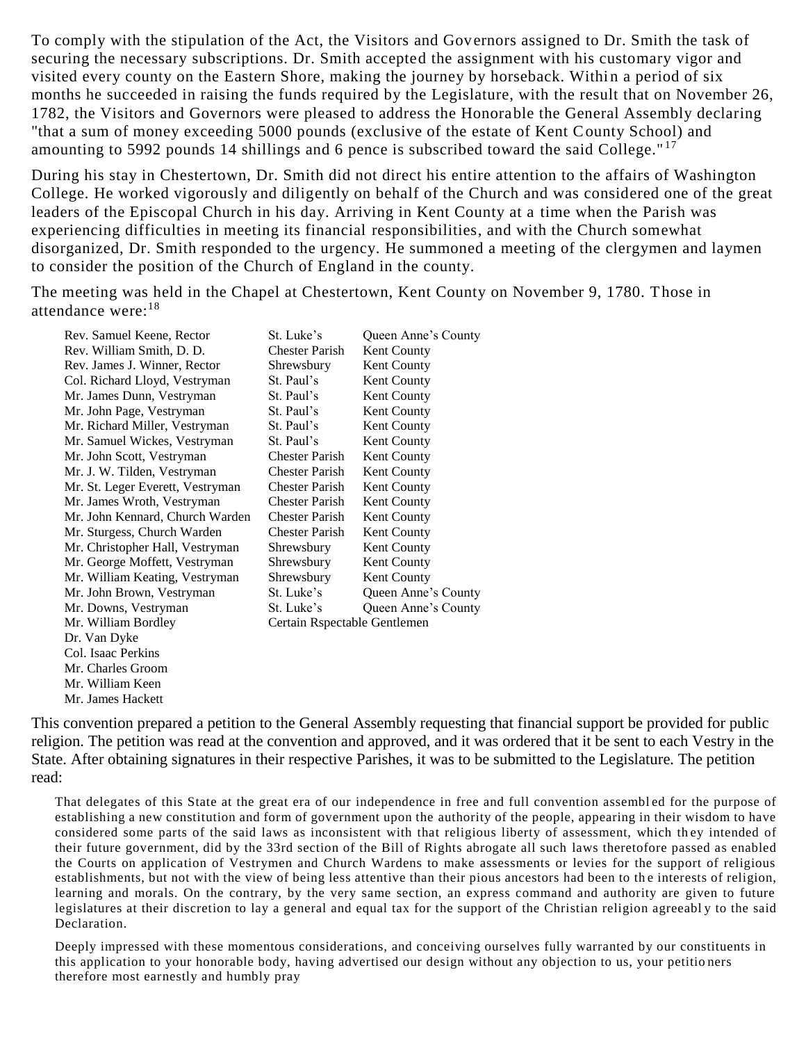To comply with the stipulation of the Act, the Visitors and Governors assigned to Dr. Smith the task of securing the necessary subscriptions. Dr. Smith accepted the assignment with his customary vigor and visited every county on the Eastern Shore, making the journey by horseback. Within a period of six months he succeeded in raising the funds required by the Legislature, with the result that on November 26, 1782, the Visitors and Governors were pleased to address the Honorable the General Assembly declaring "that a sum of money exceeding 5000 pounds (exclusive of the estate of Kent County School) and amounting to 5992 pounds 14 shillings and 6 pence is subscribed toward the said College."[17]

During his stay in Chestertown, Dr. Smith did not direct his entire attention to the affairs of Washington College. He worked vigorously and diligently on behalf of the Church and was considered one of the great leaders of the Episcopal Church in his day. Arriving in Kent County at a time when the Parish was experiencing difficulties in meeting its financial responsibilities, and with the Church somewhat disorganized, Dr. Smith responded to the urgency. He summoned a meeting of the clergymen and laymen to consider the position of the Church of England in the county.

The meeting was held in the Chapel at Chestertown, Kent County on November 9, 1780. Those in attendance were:[18]

| | | |
|---|---|---|
| Rev. Samuel Keene, Rector | St. Luke's | Queen Anne's County |
| Rev. William Smith, D. D. | Chester Parish | Kent County |
| Rev. James J. Winner, Rector | Shrewsbury | Kent County |
| Col. Richard Lloyd, Vestryman | St. Paul's | Kent County |
| Mr. James Dunn, Vestryman | St. Paul's | Kent County |
| Mr. John Page, Vestryman | St. Paul's | Kent County |
| Mr. Richard Miller, Vestryman | St. Paul's | Kent County |
| Mr. Samuel Wickes, Vestryman | St. Paul's | Kent County |
| Mr. John Scott, Vestryman | Chester Parish | Kent County |
| Mr. J. W. Tilden, Vestryman | Chester Parish | Kent County |
| Mr. St. Leger Everett, Vestryman | Chester Parish | Kent County |
| Mr. James Wroth, Vestryman | Chester Parish | Kent County |
| Mr. John Kennard, Church Warden | Chester Parish | Kent County |
| Mr. Sturgess, Church Warden | Chester Parish | Kent County |
| Mr. Christopher Hall, Vestryman | Shrewsbury | Kent County |
| Mr. George Moffett, Vestryman | Shrewsbury | Kent County |
| Mr. William Keating, Vestryman | Shrewsbury | Kent County |
| Mr. John Brown, Vestryman | St. Luke's | Queen Anne's County |
| Mr. Downs, Vestryman | St. Luke's | Queen Anne's County |
| Mr. William Bordley | Certain Rspectable Gentlemen | |
| Dr. Van Dyke | | |
| Col. Isaac Perkins | | |
| Mr. Charles Groom | | |
| Mr. William Keen | | |
| Mr. James Hackett | | |

This convention prepared a petition to the General Assembly requesting that financial support be provided for public religion. The petition was read at the convention and approved, and it was ordered that it be sent to each Vestry in the State. After obtaining signatures in their respective Parishes, it was to be submitted to the Legislature. The petition read:

> That delegates of this State at the great era of our independence in free and full convention assembled for the purpose of establishing a new constitution and form of government upon the authority of the people, appearing in their wisdom to have considered some parts of the said laws as inconsistent with that religious liberty of assessment, which they intended of their future government, did by the 33rd section of the Bill of Rights abrogate all such laws theretofore passed as enabled the Courts on application of Vestrymen and Church Wardens to make assessments or levies for the support of religious establishments, but not with the view of being less attentive than their pious ancestors had been to the interests of religion, learning and morals. On the contrary, by the very same section, an express command and authority are given to future legislatures at their discretion to lay a general and equal tax for the support of the Christian religion agreeably to the said Declaration.
>
> Deeply impressed with these momentous considerations, and conceiving ourselves fully warranted by our constituents in this application to your honorable body, having advertised our design without any objection to us, your petitioners therefore most earnestly and humbly pray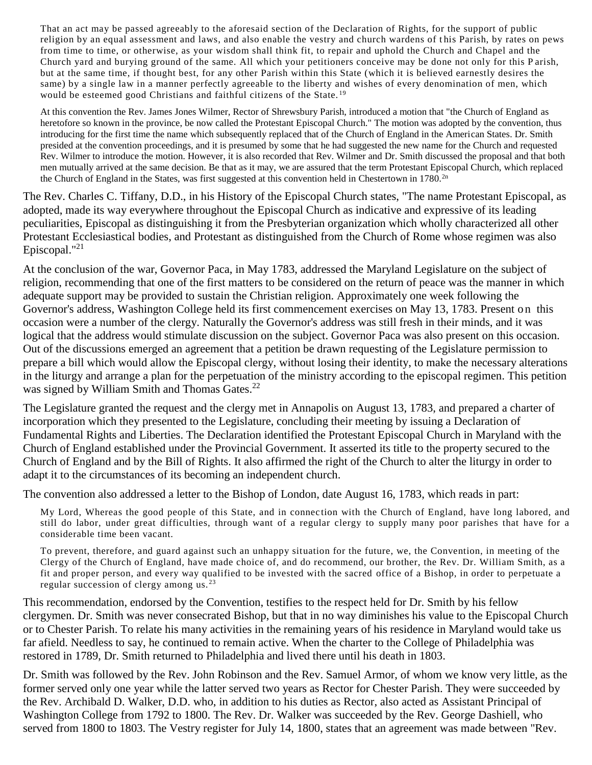That an act may be passed agreeably to the aforesaid section of the Declaration of Rights, for the support of public religion by an equal assessment and laws, and also enable the vestry and church wardens of this Parish, by rates on pews from time to time, or otherwise, as your wisdom shall think fit, to repair and uphold the Church and Chapel and the Church yard and burying ground of the same. All which your petitioners conceive may be done not only for this Parish, but at the same time, if thought best, for any other Parish within this State (which it is believed earnestly desires the same) by a single law in a manner perfectly agreeable to the liberty and wishes of every denomination of men, which would be esteemed good Christians and faithful citizens of the State.[19]

At this convention the Rev. James Jones Wilmer, Rector of Shrewsbury Parish, introduced a motion that "the Church of England as heretofore so known in the province, be now called the Protestant Episcopal Church." The motion was adopted by the convention, thus introducing for the first time the name which subsequently replaced that of the Church of England in the American States. Dr. Smith presided at the convention proceedings, and it is presumed by some that he had suggested the new name for the Church and requested Rev. Wilmer to introduce the motion. However, it is also recorded that Rev. Wilmer and Dr. Smith discussed the proposal and that both men mutually arrived at the same decision. Be that as it may, we are assured that the term Protestant Episcopal Church, which replaced the Church of England in the States, was first suggested at this convention held in Chestertown in 1780.[2n]

The Rev. Charles C. Tiffany, D.D., in his History of the Episcopal Church states, "The name Protestant Episcopal, as adopted, made its way everywhere throughout the Episcopal Church as indicative and expressive of its leading peculiarities, Episcopal as distinguishing it from the Presbyterian organization which wholly characterized all other Protestant Ecclesiastical bodies, and Protestant as distinguished from the Church of Rome whose regimen was also Episcopal."[21]

At the conclusion of the war, Governor Paca, in May 1783, addressed the Maryland Legislature on the subject of religion, recommending that one of the first matters to be considered on the return of peace was the manner in which adequate support may be provided to sustain the Christian religion. Approximately one week following the Governor's address, Washington College held its first commencement exercises on May 13, 1783. Present on this occasion were a number of the clergy. Naturally the Governor's address was still fresh in their minds, and it was logical that the address would stimulate discussion on the subject. Governor Paca was also present on this occasion. Out of the discussions emerged an agreement that a petition be drawn requesting of the Legislature permission to prepare a bill which would allow the Episcopal clergy, without losing their identity, to make the necessary alterations in the liturgy and arrange a plan for the perpetuation of the ministry according to the episcopal regimen. This petition was signed by William Smith and Thomas Gates.[22]

The Legislature granted the request and the clergy met in Annapolis on August 13, 1783, and prepared a charter of incorporation which they presented to the Legislature, concluding their meeting by issuing a Declaration of Fundamental Rights and Liberties. The Declaration identified the Protestant Episcopal Church in Maryland with the Church of England established under the Provincial Government. It asserted its title to the property secured to the Church of England and by the Bill of Rights. It also affirmed the right of the Church to alter the liturgy in order to adapt it to the circumstances of its becoming an independent church.

The convention also addressed a letter to the Bishop of London, date August 16, 1783, which reads in part:

My Lord, Whereas the good people of this State, and in connection with the Church of England, have long labored, and still do labor, under great difficulties, through want of a regular clergy to supply many poor parishes that have for a considerable time been vacant.

To prevent, therefore, and guard against such an unhappy situation for the future, we, the Convention, in meeting of the Clergy of the Church of England, have made choice of, and do recommend, our brother, the Rev. Dr. William Smith, as a fit and proper person, and every way qualified to be invested with the sacred office of a Bishop, in order to perpetuate a regular succession of clergy among us.[23]

This recommendation, endorsed by the Convention, testifies to the respect held for Dr. Smith by his fellow clergymen. Dr. Smith was never consecrated Bishop, but that in no way diminishes his value to the Episcopal Church or to Chester Parish. To relate his many activities in the remaining years of his residence in Maryland would take us far afield. Needless to say, he continued to remain active. When the charter to the College of Philadelphia was restored in 1789, Dr. Smith returned to Philadelphia and lived there until his death in 1803.

Dr. Smith was followed by the Rev. John Robinson and the Rev. Samuel Armor, of whom we know very little, as the former served only one year while the latter served two years as Rector for Chester Parish. They were succeeded by the Rev. Archibald D. Walker, D.D. who, in addition to his duties as Rector, also acted as Assistant Principal of Washington College from 1792 to 1800. The Rev. Dr. Walker was succeeded by the Rev. George Dashiell, who served from 1800 to 1803. The Vestry register for July 14, 1800, states that an agreement was made between "Rev.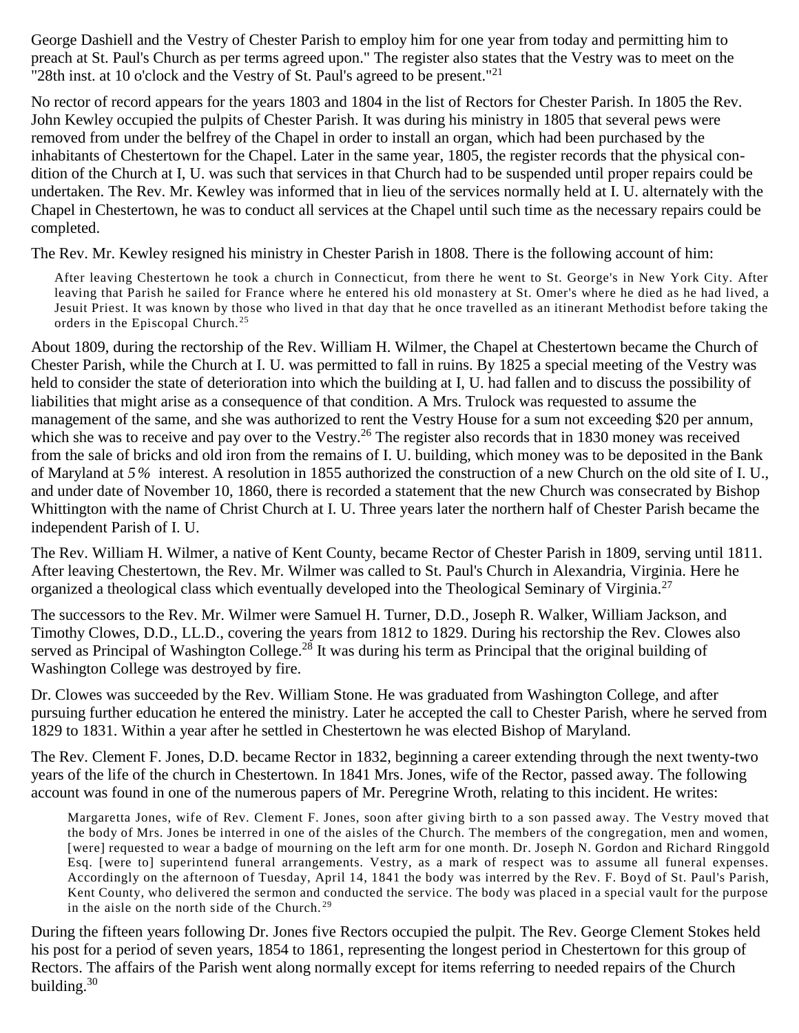George Dashiell and the Vestry of Chester Parish to employ him for one year from today and permitting him to preach at St. Paul's Church as per terms agreed upon." The register also states that the Vestry was to meet on the "28th inst. at 10 o'clock and the Vestry of St. Paul's agreed to be present."[21]

No rector of record appears for the years 1803 and 1804 in the list of Rectors for Chester Parish. In 1805 the Rev. John Kewley occupied the pulpits of Chester Parish. It was during his ministry in 1805 that several pews were removed from under the belfrey of the Chapel in order to install an organ, which had been purchased by the inhabitants of Chestertown for the Chapel. Later in the same year, 1805, the register records that the physical condition of the Church at I, U. was such that services in that Church had to be suspended until proper repairs could be undertaken. The Rev. Mr. Kewley was informed that in lieu of the services normally held at I. U. alternately with the Chapel in Chestertown, he was to conduct all services at the Chapel until such time as the necessary repairs could be completed.

The Rev. Mr. Kewley resigned his ministry in Chester Parish in 1808. There is the following account of him:

> After leaving Chestertown he took a church in Connecticut, from there he went to St. George's in New York City. After leaving that Parish he sailed for France where he entered his old monastery at St. Omer's where he died as he had lived, a Jesuit Priest. It was known by those who lived in that day that he once travelled as an itinerant Methodist before taking the orders in the Episcopal Church.[25]

About 1809, during the rectorship of the Rev. William H. Wilmer, the Chapel at Chestertown became the Church of Chester Parish, while the Church at I. U. was permitted to fall in ruins. By 1825 a special meeting of the Vestry was held to consider the state of deterioration into which the building at I, U. had fallen and to discuss the possibility of liabilities that might arise as a consequence of that condition. A Mrs. Trulock was requested to assume the management of the same, and she was authorized to rent the Vestry House for a sum not exceeding $20 per annum, which she was to receive and pay over to the Vestry.[26] The register also records that in 1830 money was received from the sale of bricks and old iron from the remains of I. U. building, which money was to be deposited in the Bank of Maryland at *5%* interest. A resolution in 1855 authorized the construction of a new Church on the old site of I. U., and under date of November 10, 1860, there is recorded a statement that the new Church was consecrated by Bishop Whittington with the name of Christ Church at I. U. Three years later the northern half of Chester Parish became the independent Parish of I. U.

The Rev. William H. Wilmer, a native of Kent County, became Rector of Chester Parish in 1809, serving until 1811. After leaving Chestertown, the Rev. Mr. Wilmer was called to St. Paul's Church in Alexandria, Virginia. Here he organized a theological class which eventually developed into the Theological Seminary of Virginia.[27]

The successors to the Rev. Mr. Wilmer were Samuel H. Turner, D.D., Joseph R. Walker, William Jackson, and Timothy Clowes, D.D., LL.D., covering the years from 1812 to 1829. During his rectorship the Rev. Clowes also served as Principal of Washington College.[28] It was during his term as Principal that the original building of Washington College was destroyed by fire.

Dr. Clowes was succeeded by the Rev. William Stone. He was graduated from Washington College, and after pursuing further education he entered the ministry. Later he accepted the call to Chester Parish, where he served from 1829 to 1831. Within a year after he settled in Chestertown he was elected Bishop of Maryland.

The Rev. Clement F. Jones, D.D. became Rector in 1832, beginning a career extending through the next twenty-two years of the life of the church in Chestertown. In 1841 Mrs. Jones, wife of the Rector, passed away. The following account was found in one of the numerous papers of Mr. Peregrine Wroth, relating to this incident. He writes:

> Margaretta Jones, wife of Rev. Clement F. Jones, soon after giving birth to a son passed away. The Vestry moved that the body of Mrs. Jones be interred in one of the aisles of the Church. The members of the congregation, men and women, [were] requested to wear a badge of mourning on the left arm for one month. Dr. Joseph N. Gordon and Richard Ringgold Esq. [were to] superintend funeral arrangements. Vestry, as a mark of respect was to assume all funeral expenses. Accordingly on the afternoon of Tuesday, April 14, 1841 the body was interred by the Rev. F. Boyd of St. Paul's Parish, Kent County, who delivered the sermon and conducted the service. The body was placed in a special vault for the purpose in the aisle on the north side of the Church.[29]

During the fifteen years following Dr. Jones five Rectors occupied the pulpit. The Rev. George Clement Stokes held his post for a period of seven years, 1854 to 1861, representing the longest period in Chestertown for this group of Rectors. The affairs of the Parish went along normally except for items referring to needed repairs of the Church building.[30]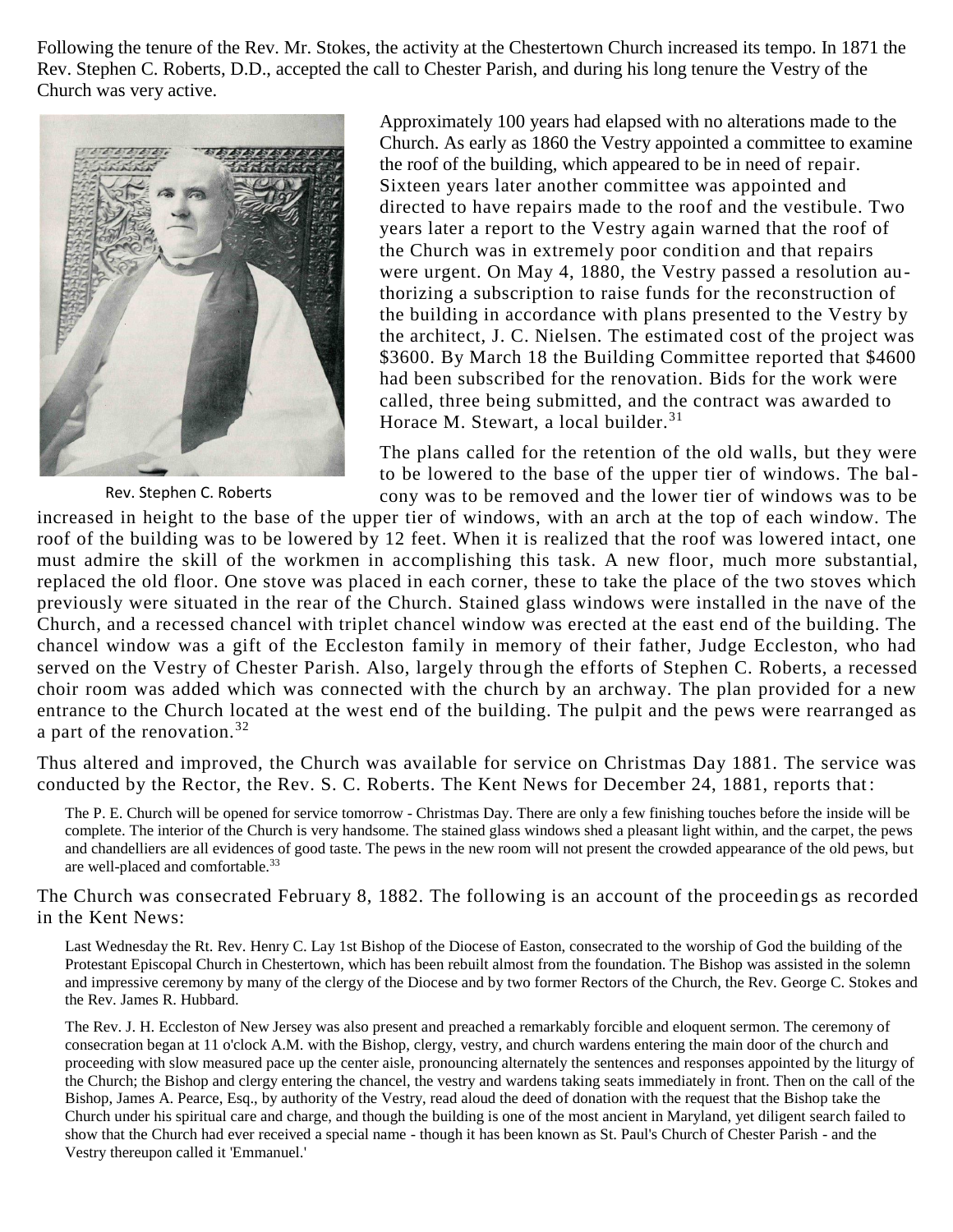Following the tenure of the Rev. Mr. Stokes, the activity at the Chestertown Church increased its tempo. In 1871 the Rev. Stephen C. Roberts, D.D., accepted the call to Chester Parish, and during his long tenure the Vestry of the Church was very active.

Rev. Stephen C. Roberts

Approximately 100 years had elapsed with no alterations made to the Church. As early as 1860 the Vestry appointed a committee to examine the roof of the building, which appeared to be in need of repair. Sixteen years later another committee was appointed and directed to have repairs made to the roof and the vestibule. Two years later a report to the Vestry again warned that the roof of the Church was in extremely poor condition and that repairs were urgent. On May 4, 1880, the Vestry passed a resolution authorizing a subscription to raise funds for the reconstruction of the building in accordance with plans presented to the Vestry by the architect, J. C. Nielsen. The estimated cost of the project was $3600. By March 18 the Building Committee reported that $4600 had been subscribed for the renovation. Bids for the work were called, three being submitted, and the contract was awarded to Horace M. Stewart, a local builder.[31]

The plans called for the retention of the old walls, but they were to be lowered to the base of the upper tier of windows. The balcony was to be removed and the lower tier of windows was to be increased in height to the base of the upper tier of windows, with an arch at the top of each window. The roof of the building was to be lowered by 12 feet. When it is realized that the roof was lowered intact, one must admire the skill of the workmen in accomplishing this task. A new floor, much more substantial, replaced the old floor. One stove was placed in each corner, these to take the place of the two stoves which previously were situated in the rear of the Church. Stained glass windows were installed in the nave of the Church, and a recessed chancel with triplet chancel window was erected at the east end of the building. The chancel window was a gift of the Eccleston family in memory of their father, Judge Eccleston, who had served on the Vestry of Chester Parish. Also, largely through the efforts of Stephen C. Roberts, a recessed choir room was added which was connected with the church by an archway. The plan provided for a new entrance to the Church located at the west end of the building. The pulpit and the pews were rearranged as a part of the renovation.[32]

Thus altered and improved, the Church was available for service on Christmas Day 1881. The service was conducted by the Rector, the Rev. S. C. Roberts. The Kent News for December 24, 1881, reports that:

> The P. E. Church will be opened for service tomorrow - Christmas Day. There are only a few finishing touches before the inside will be complete. The interior of the Church is very handsome. The stained glass windows shed a pleasant light within, and the carpet, the pews and chandelliers are all evidences of good taste. The pews in the new room will not present the crowded appearance of the old pews, but are well-placed and comfortable.[33]

The Church was consecrated February 8, 1882. The following is an account of the proceedings as recorded in the Kent News:

> Last Wednesday the Rt. Rev. Henry C. Lay 1st Bishop of the Diocese of Easton, consecrated to the worship of God the building of the Protestant Episcopal Church in Chestertown, which has been rebuilt almost from the foundation. The Bishop was assisted in the solemn and impressive ceremony by many of the clergy of the Diocese and by two former Rectors of the Church, the Rev. George C. Stokes and the Rev. James R. Hubbard.
>
> The Rev. J. H. Eccleston of New Jersey was also present and preached a remarkably forcible and eloquent sermon. The ceremony of consecration began at 11 o'clock A.M. with the Bishop, clergy, vestry, and church wardens entering the main door of the church and proceeding with slow measured pace up the center aisle, pronouncing alternately the sentences and responses appointed by the liturgy of the Church; the Bishop and clergy entering the chancel, the vestry and wardens taking seats immediately in front. Then on the call of the Bishop, James A. Pearce, Esq., by authority of the Vestry, read aloud the deed of donation with the request that the Bishop take the Church under his spiritual care and charge, and though the building is one of the most ancient in Maryland, yet diligent search failed to show that the Church had ever received a special name - though it has been known as St. Paul's Church of Chester Parish - and the Vestry thereupon called it 'Emmanuel.'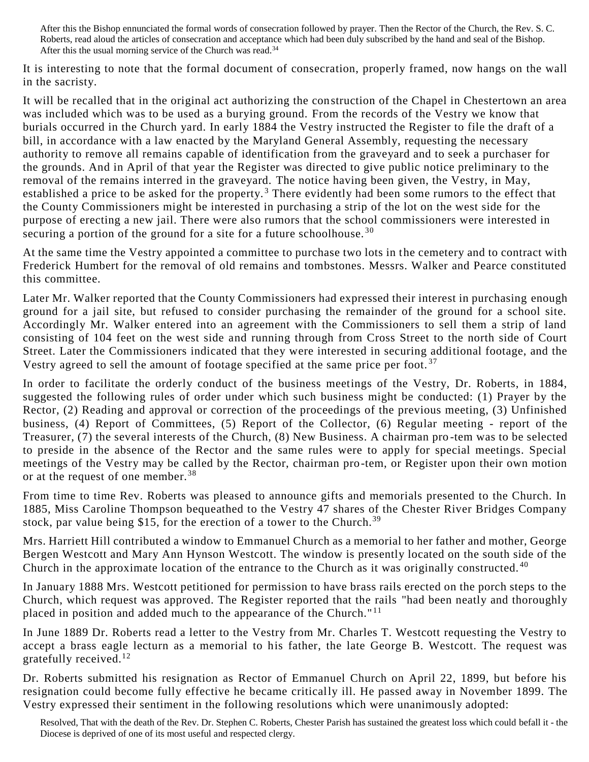> After this the Bishop ennunciated the formal words of consecration followed by prayer. Then the Rector of the Church, the Rev. S. C. Roberts, read aloud the articles of consecration and acceptance which had been duly subscribed by the hand and seal of the Bishop. After this the usual morning service of the Church was read.[34]

It is interesting to note that the formal document of consecration, properly framed, now hangs on the wall in the sacristy.

It will be recalled that in the original act authorizing the construction of the Chapel in Chestertown an area was included which was to be used as a burying ground. From the records of the Vestry we know that burials occurred in the Church yard. In early 1884 the Vestry instructed the Register to file the draft of a bill, in accordance with a law enacted by the Maryland General Assembly, requesting the necessary authority to remove all remains capable of identification from the graveyard and to seek a purchaser for the grounds. And in April of that year the Register was directed to give public notice preliminary to the removal of the remains interred in the graveyard. The notice having been given, the Vestry, in May, established a price to be asked for the property.[3] There evidently had been some rumors to the effect that the County Commissioners might be interested in purchasing a strip of the lot on the west side for the purpose of erecting a new jail. There were also rumors that the school commissioners were interested in securing a portion of the ground for a site for a future schoolhouse.[30]

At the same time the Vestry appointed a committee to purchase two lots in the cemetery and to contract with Frederick Humbert for the removal of old remains and tombstones. Messrs. Walker and Pearce constituted this committee.

Later Mr. Walker reported that the County Commissioners had expressed their interest in purchasing enough ground for a jail site, but refused to consider purchasing the remainder of the ground for a school site. Accordingly Mr. Walker entered into an agreement with the Commissioners to sell them a strip of land consisting of 104 feet on the west side and running through from Cross Street to the north side of Court Street. Later the Commissioners indicated that they were interested in securing additional footage, and the Vestry agreed to sell the amount of footage specified at the same price per foot.[37]

In order to facilitate the orderly conduct of the business meetings of the Vestry, Dr. Roberts, in 1884, suggested the following rules of order under which such business might be conducted: (1) Prayer by the Rector, (2) Reading and approval or correction of the proceedings of the previous meeting, (3) Unfinished business, (4) Report of Committees, (5) Report of the Collector, (6) Regular meeting - report of the Treasurer, (7) the several interests of the Church, (8) New Business. A chairman pro-tem was to be selected to preside in the absence of the Rector and the same rules were to apply for special meetings. Special meetings of the Vestry may be called by the Rector, chairman pro-tem, or Register upon their own motion or at the request of one member.[38]

From time to time Rev. Roberts was pleased to announce gifts and memorials presented to the Church. In 1885, Miss Caroline Thompson bequeathed to the Vestry 47 shares of the Chester River Bridges Company stock, par value being $15, for the erection of a tower to the Church.[39]

Mrs. Harriett Hill contributed a window to Emmanuel Church as a memorial to her father and mother, George Bergen Westcott and Mary Ann Hynson Westcott. The window is presently located on the south side of the Church in the approximate location of the entrance to the Church as it was originally constructed.[40]

In January 1888 Mrs. Westcott petitioned for permission to have brass rails erected on the porch steps to the Church, which request was approved. The Register reported that the rails "had been neatly and thoroughly placed in position and added much to the appearance of the Church."[11]

In June 1889 Dr. Roberts read a letter to the Vestry from Mr. Charles T. Westcott requesting the Vestry to accept a brass eagle lecturn as a memorial to his father, the late George B. Westcott. The request was gratefully received.[12]

Dr. Roberts submitted his resignation as Rector of Emmanuel Church on April 22, 1899, but before his resignation could become fully effective he became critically ill. He passed away in November 1899. The Vestry expressed their sentiment in the following resolutions which were unanimously adopted:

> Resolved, That with the death of the Rev. Dr. Stephen C. Roberts, Chester Parish has sustained the greatest loss which could befall it - the Diocese is deprived of one of its most useful and respected clergy.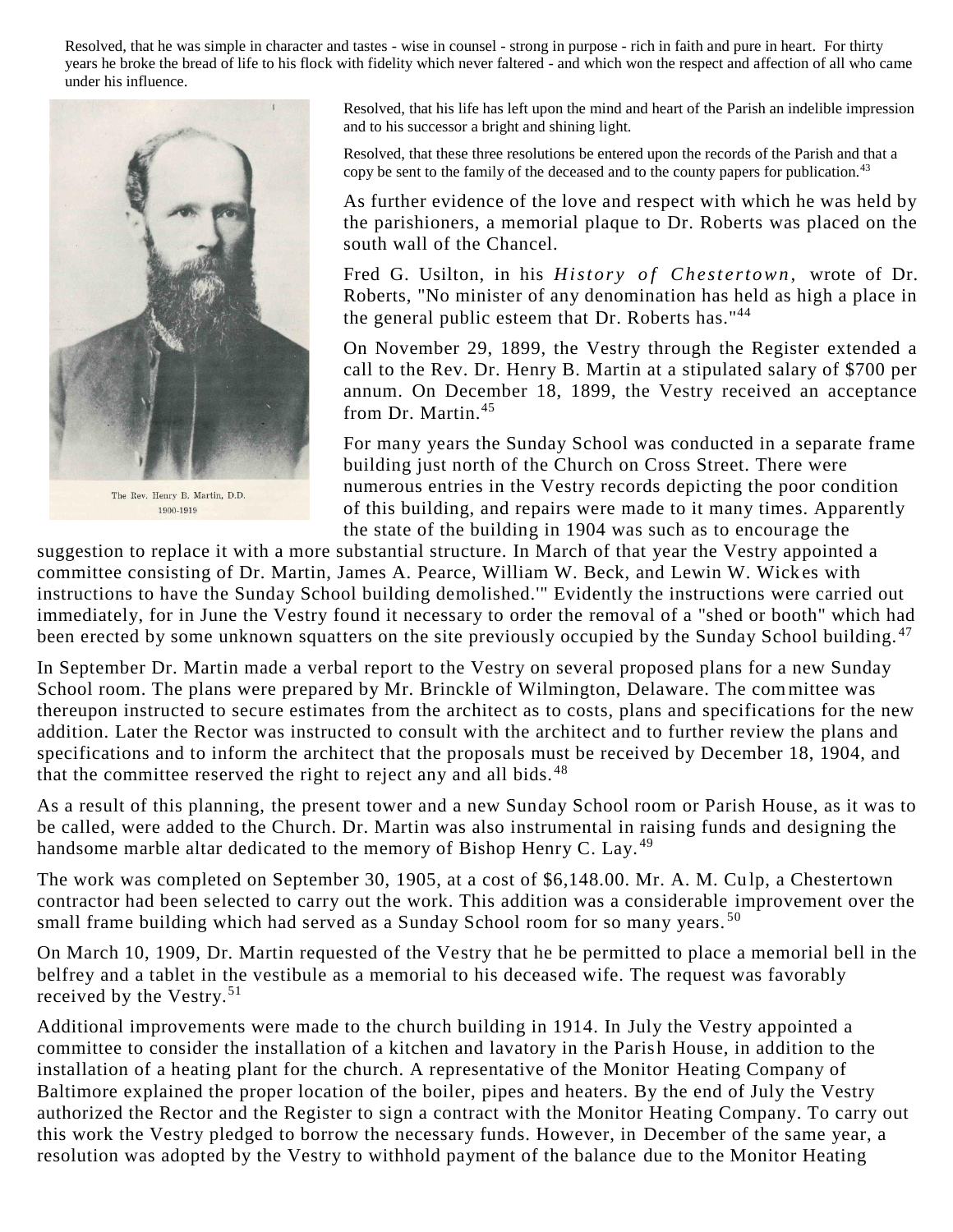Resolved, that he was simple in character and tastes - wise in counsel - strong in purpose - rich in faith and pure in heart. For thirty years he broke the bread of life to his flock with fidelity which never faltered - and which won the respect and affection of all who came under his influence.

The Rev. Henry B. Martin, D.D.
1900-1919

Resolved, that his life has left upon the mind and heart of the Parish an indelible impression and to his successor a bright and shining light.

Resolved, that these three resolutions be entered upon the records of the Parish and that a copy be sent to the family of the deceased and to the county papers for publication.[43]

As further evidence of the love and respect with which he was held by the parishioners, a memorial plaque to Dr. Roberts was placed on the south wall of the Chancel.

Fred G. Usilton, in his *History of Chestertown*, wrote of Dr. Roberts, "No minister of any denomination has held as high a place in the general public esteem that Dr. Roberts has."[44]

On November 29, 1899, the Vestry through the Register extended a call to the Rev. Dr. Henry B. Martin at a stipulated salary of $700 per annum. On December 18, 1899, the Vestry received an acceptance from Dr. Martin.[45]

For many years the Sunday School was conducted in a separate frame building just north of the Church on Cross Street. There were numerous entries in the Vestry records depicting the poor condition of this building, and repairs were made to it many times. Apparently the state of the building in 1904 was such as to encourage the suggestion to replace it with a more substantial structure. In March of that year the Vestry appointed a committee consisting of Dr. Martin, James A. Pearce, William W. Beck, and Lewin W. Wickes with instructions to have the Sunday School building demolished.'" Evidently the instructions were carried out immediately, for in June the Vestry found it necessary to order the removal of a "shed or booth" which had been erected by some unknown squatters on the site previously occupied by the Sunday School building.[47]

In September Dr. Martin made a verbal report to the Vestry on several proposed plans for a new Sunday School room. The plans were prepared by Mr. Brinckle of Wilmington, Delaware. The committee was thereupon instructed to secure estimates from the architect as to costs, plans and specifications for the new addition. Later the Rector was instructed to consult with the architect and to further review the plans and specifications and to inform the architect that the proposals must be received by December 18, 1904, and that the committee reserved the right to reject any and all bids.[48]

As a result of this planning, the present tower and a new Sunday School room or Parish House, as it was to be called, were added to the Church. Dr. Martin was also instrumental in raising funds and designing the handsome marble altar dedicated to the memory of Bishop Henry C. Lay.[49]

The work was completed on September 30, 1905, at a cost of $6,148.00. Mr. A. M. Culp, a Chestertown contractor had been selected to carry out the work. This addition was a considerable improvement over the small frame building which had served as a Sunday School room for so many years.[50]

On March 10, 1909, Dr. Martin requested of the Vestry that he be permitted to place a memorial bell in the belfrey and a tablet in the vestibule as a memorial to his deceased wife. The request was favorably received by the Vestry.[51]

Additional improvements were made to the church building in 1914. In July the Vestry appointed a committee to consider the installation of a kitchen and lavatory in the Parish House, in addition to the installation of a heating plant for the church. A representative of the Monitor Heating Company of Baltimore explained the proper location of the boiler, pipes and heaters. By the end of July the Vestry authorized the Rector and the Register to sign a contract with the Monitor Heating Company. To carry out this work the Vestry pledged to borrow the necessary funds. However, in December of the same year, a resolution was adopted by the Vestry to withhold payment of the balance due to the Monitor Heating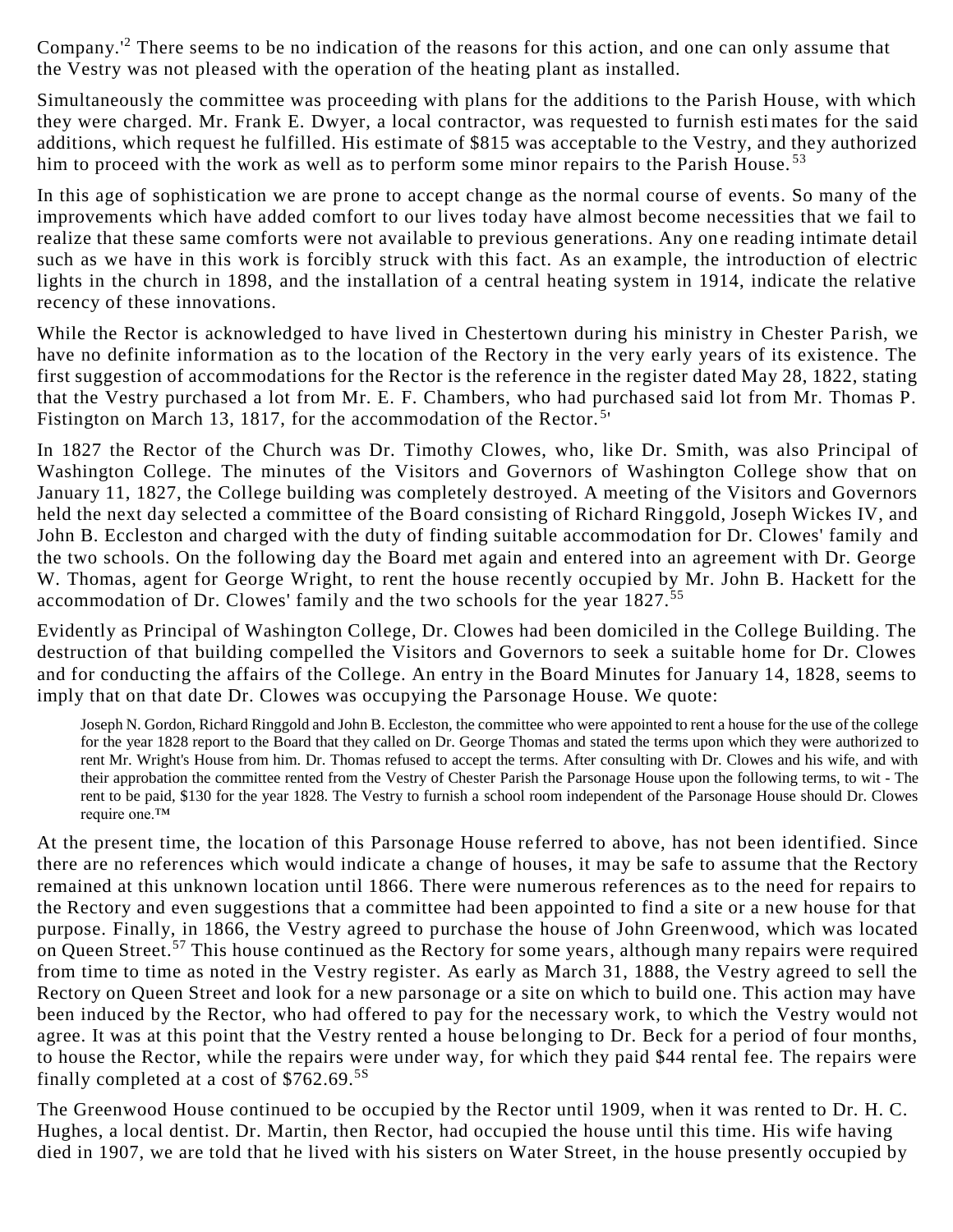Company.'[2] There seems to be no indication of the reasons for this action, and one can only assume that the Vestry was not pleased with the operation of the heating plant as installed.

Simultaneously the committee was proceeding with plans for the additions to the Parish House, with which they were charged. Mr. Frank E. Dwyer, a local contractor, was requested to furnish estimates for the said additions, which request he fulfilled. His estimate of $815 was acceptable to the Vestry, and they authorized him to proceed with the work as well as to perform some minor repairs to the Parish House.[53]

In this age of sophistication we are prone to accept change as the normal course of events. So many of the improvements which have added comfort to our lives today have almost become necessities that we fail to realize that these same comforts were not available to previous generations. Any one reading intimate detail such as we have in this work is forcibly struck with this fact. As an example, the introduction of electric lights in the church in 1898, and the installation of a central heating system in 1914, indicate the relative recency of these innovations.

While the Rector is acknowledged to have lived in Chestertown during his ministry in Chester Parish, we have no definite information as to the location of the Rectory in the very early years of its existence. The first suggestion of accommodations for the Rector is the reference in the register dated May 28, 1822, stating that the Vestry purchased a lot from Mr. E. F. Chambers, who had purchased said lot from Mr. Thomas P. Fistington on March 13, 1817, for the accommodation of the Rector.[5']

In 1827 the Rector of the Church was Dr. Timothy Clowes, who, like Dr. Smith, was also Principal of Washington College. The minutes of the Visitors and Governors of Washington College show that on January 11, 1827, the College building was completely destroyed. A meeting of the Visitors and Governors held the next day selected a committee of the Board consisting of Richard Ringgold, Joseph Wickes IV, and John B. Eccleston and charged with the duty of finding suitable accommodation for Dr. Clowes' family and the two schools. On the following day the Board met again and entered into an agreement with Dr. George W. Thomas, agent for George Wright, to rent the house recently occupied by Mr. John B. Hackett for the accommodation of Dr. Clowes' family and the two schools for the year 1827.[55]

Evidently as Principal of Washington College, Dr. Clowes had been domiciled in the College Building. The destruction of that building compelled the Visitors and Governors to seek a suitable home for Dr. Clowes and for conducting the affairs of the College. An entry in the Board Minutes for January 14, 1828, seems to imply that on that date Dr. Clowes was occupying the Parsonage House. We quote:

> Joseph N. Gordon, Richard Ringgold and John B. Eccleston, the committee who were appointed to rent a house for the use of the college for the year 1828 report to the Board that they called on Dr. George Thomas and stated the terms upon which they were authorized to rent Mr. Wright's House from him. Dr. Thomas refused to accept the terms. After consulting with Dr. Clowes and his wife, and with their approbation the committee rented from the Vestry of Chester Parish the Parsonage House upon the following terms, to wit - The rent to be paid, $130 for the year 1828. The Vestry to furnish a school room independent of the Parsonage House should Dr. Clowes require one.™

At the present time, the location of this Parsonage House referred to above, has not been identified. Since there are no references which would indicate a change of houses, it may be safe to assume that the Rectory remained at this unknown location until 1866. There were numerous references as to the need for repairs to the Rectory and even suggestions that a committee had been appointed to find a site or a new house for that purpose. Finally, in 1866, the Vestry agreed to purchase the house of John Greenwood, which was located on Queen Street.[57] This house continued as the Rectory for some years, although many repairs were required from time to time as noted in the Vestry register. As early as March 31, 1888, the Vestry agreed to sell the Rectory on Queen Street and look for a new parsonage or a site on which to build one. This action may have been induced by the Rector, who had offered to pay for the necessary work, to which the Vestry would not agree. It was at this point that the Vestry rented a house belonging to Dr. Beck for a period of four months, to house the Rector, while the repairs were under way, for which they paid $44 rental fee. The repairs were finally completed at a cost of $762.69.[5S]

The Greenwood House continued to be occupied by the Rector until 1909, when it was rented to Dr. H. C. Hughes, a local dentist. Dr. Martin, then Rector, had occupied the house until this time. His wife having died in 1907, we are told that he lived with his sisters on Water Street, in the house presently occupied by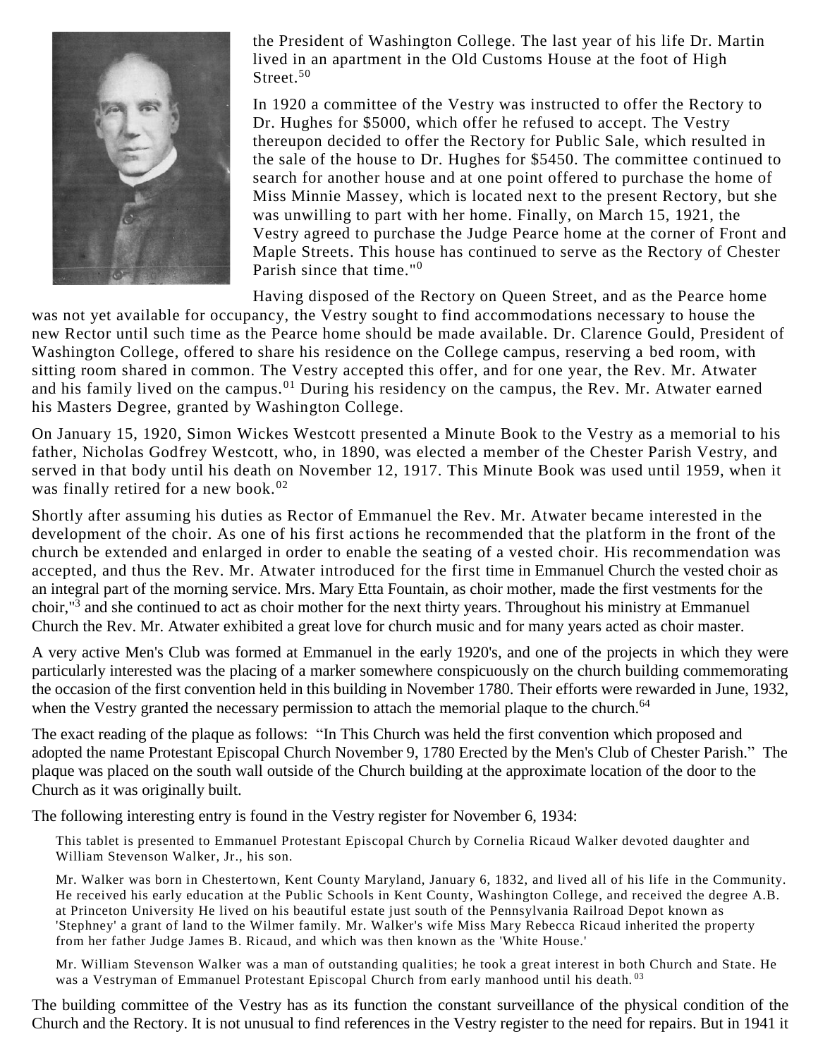the President of Washington College. The last year of his life Dr. Martin lived in an apartment in the Old Customs House at the foot of High Street.[50]

In 1920 a committee of the Vestry was instructed to offer the Rectory to Dr. Hughes for $5000, which offer he refused to accept. The Vestry thereupon decided to offer the Rectory for Public Sale, which resulted in the sale of the house to Dr. Hughes for $5450. The committee continued to search for another house and at one point offered to purchase the home of Miss Minnie Massey, which is located next to the present Rectory, but she was unwilling to part with her home. Finally, on March 15, 1921, the Vestry agreed to purchase the Judge Pearce home at the corner of Front and Maple Streets. This house has continued to serve as the Rectory of Chester Parish since that time."[0]

Having disposed of the Rectory on Queen Street, and as the Pearce home was not yet available for occupancy, the Vestry sought to find accommodations necessary to house the new Rector until such time as the Pearce home should be made available. Dr. Clarence Gould, President of Washington College, offered to share his residence on the College campus, reserving a bed room, with sitting room shared in common. The Vestry accepted this offer, and for one year, the Rev. Mr. Atwater and his family lived on the campus.[01] During his residency on the campus, the Rev. Mr. Atwater earned his Masters Degree, granted by Washington College.

On January 15, 1920, Simon Wickes Westcott presented a Minute Book to the Vestry as a memorial to his father, Nicholas Godfrey Westcott, who, in 1890, was elected a member of the Chester Parish Vestry, and served in that body until his death on November 12, 1917. This Minute Book was used until 1959, when it was finally retired for a new book.[02]

Shortly after assuming his duties as Rector of Emmanuel the Rev. Mr. Atwater became interested in the development of the choir. As one of his first actions he recommended that the platform in the front of the church be extended and enlarged in order to enable the seating of a vested choir. His recommendation was accepted, and thus the Rev. Mr. Atwater introduced for the first time in Emmanuel Church the vested choir as an integral part of the morning service. Mrs. Mary Etta Fountain, as choir mother, made the first vestments for the choir,"[3] and she continued to act as choir mother for the next thirty years. Throughout his ministry at Emmanuel Church the Rev. Mr. Atwater exhibited a great love for church music and for many years acted as choir master.

A very active Men's Club was formed at Emmanuel in the early 1920's, and one of the projects in which they were particularly interested was the placing of a marker somewhere conspicuously on the church building commemorating the occasion of the first convention held in this building in November 1780. Their efforts were rewarded in June, 1932, when the Vestry granted the necessary permission to attach the memorial plaque to the church.[64]

The exact reading of the plaque as follows: "In This Church was held the first convention which proposed and adopted the name Protestant Episcopal Church November 9, 1780 Erected by the Men's Club of Chester Parish." The plaque was placed on the south wall outside of the Church building at the approximate location of the door to the Church as it was originally built.

The following interesting entry is found in the Vestry register for November 6, 1934:

> This tablet is presented to Emmanuel Protestant Episcopal Church by Cornelia Ricaud Walker devoted daughter and William Stevenson Walker, Jr., his son.
>
> Mr. Walker was born in Chestertown, Kent County Maryland, January 6, 1832, and lived all of his life in the Community. He received his early education at the Public Schools in Kent County, Washington College, and received the degree A.B. at Princeton University He lived on his beautiful estate just south of the Pennsylvania Railroad Depot known as 'Stephney' a grant of land to the Wilmer family. Mr. Walker's wife Miss Mary Rebecca Ricaud inherited the property from her father Judge James B. Ricaud, and which was then known as the 'White House.'
>
> Mr. William Stevenson Walker was a man of outstanding qualities; he took a great interest in both Church and State. He was a Vestryman of Emmanuel Protestant Episcopal Church from early manhood until his death.[03]

The building committee of the Vestry has as its function the constant surveillance of the physical condition of the Church and the Rectory. It is not unusual to find references in the Vestry register to the need for repairs. But in 1941 it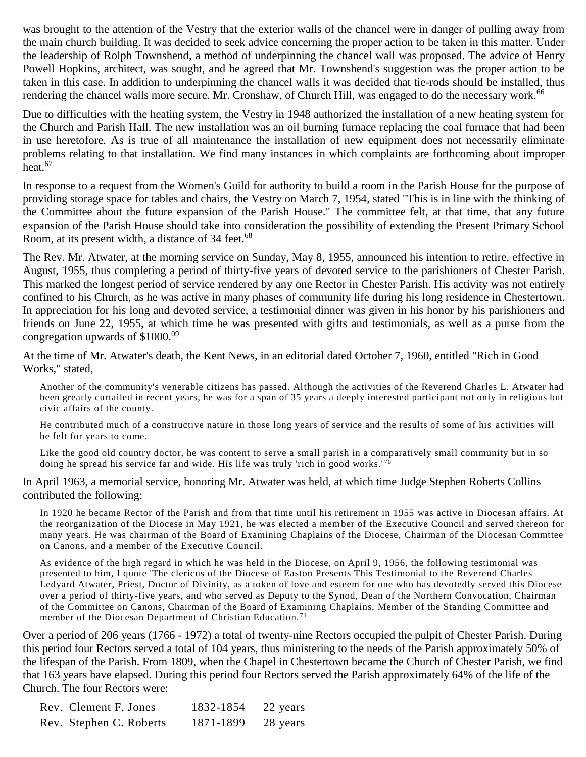was brought to the attention of the Vestry that the exterior walls of the chancel were in danger of pulling away from the main church building. It was decided to seek advice concerning the proper action to be taken in this matter. Under the leadership of Rolph Townshend, a method of underpinning the chancel wall was proposed. The advice of Henry Powell Hopkins, architect, was sought, and he agreed that Mr. Townshend's suggestion was the proper action to be taken in this case. In addition to underpinning the chancel walls it was decided that tie-rods should be installed, thus rendering the chancel walls more secure. Mr. Cronshaw, of Church Hill, was engaged to do the necessary work.[66]

Due to difficulties with the heating system, the Vestry in 1948 authorized the installation of a new heating system for the Church and Parish Hall. The new installation was an oil burning furnace replacing the coal furnace that had been in use heretofore. As is true of all maintenance the installation of new equipment does not necessarily eliminate problems relating to that installation. We find many instances in which complaints are forthcoming about improper heat.[67]

In response to a request from the Women's Guild for authority to build a room in the Parish House for the purpose of providing storage space for tables and chairs, the Vestry on March 7, 1954, stated "This is in line with the thinking of the Committee about the future expansion of the Parish House." The committee felt, at that time, that any future expansion of the Parish House should take into consideration the possibility of extending the Present Primary School Room, at its present width, a distance of 34 feet.[68]

The Rev. Mr. Atwater, at the morning service on Sunday, May 8, 1955, announced his intention to retire, effective in August, 1955, thus completing a period of thirty-five years of devoted service to the parishioners of Chester Parish. This marked the longest period of service rendered by any one Rector in Chester Parish. His activity was not entirely confined to his Church, as he was active in many phases of community life during his long residence in Chestertown. In appreciation for his long and devoted service, a testimonial dinner was given in his honor by his parishioners and friends on June 22, 1955, at which time he was presented with gifts and testimonials, as well as a purse from the congregation upwards of $1000.[09]

At the time of Mr. Atwater's death, the Kent News, in an editorial dated October 7, 1960, entitled "Rich in Good Works," stated,

> Another of the community's venerable citizens has passed. Although the activities of the Reverend Charles L. Atwater had been greatly curtailed in recent years, he was for a span of 35 years a deeply interested participant not only in religious but civic affairs of the county.
>
> He contributed much of a constructive nature in those long years of service and the results of some of his activities will be felt for years to come.
>
> Like the good old country doctor, he was content to serve a small parish in a comparatively small community but in so doing he spread his service far and wide. His life was truly 'rich in good works.'[70]

In April 1963, a memorial service, honoring Mr. Atwater was held, at which time Judge Stephen Roberts Collins contributed the following:

> In 1920 he became Rector of the Parish and from that time until his retirement in 1955 was active in Diocesan affairs. At the reorganization of the Diocese in May 1921, he was elected a member of the Executive Council and served thereon for many years. He was chairman of the Board of Examining Chaplains of the Diocese, Chairman of the Diocesan Commttee on Canons, and a member of the Executive Council.
>
> As evidence of the high regard in which he was held in the Diocese, on April 9, 1956, the following testimonial was presented to him, I quote 'The clericus of the Diocese of Easton Presents This Testimonial to the Reverend Charles Ledyard Atwater, Priest, Doctor of Divinity, as a token of love and esteem for one who has devotedly served this Diocese over a period of thirty-five years, and who served as Deputy to the Synod, Dean of the Northern Convocation, Chairman of the Committee on Canons, Chairman of the Board of Examining Chaplains, Member of the Standing Committee and member of the Diocesan Department of Christian Education.[71]

Over a period of 206 years (1766 - 1972) a total of twenty-nine Rectors occupied the pulpit of Chester Parish. During this period four Rectors served a total of 104 years, thus ministering to the needs of the Parish approximately 50% of the lifespan of the Parish. From 1809, when the Chapel in Chestertown became the Church of Chester Parish, we find that 163 years have elapsed. During this period four Rectors served the Parish approximately 64% of the life of the Church. The four Rectors were:

| | | |
|---|---|---|
| Rev. Clement F. Jones | 1832-1854 | 22 years |
| Rev. Stephen C. Roberts | 1871-1899 | 28 years |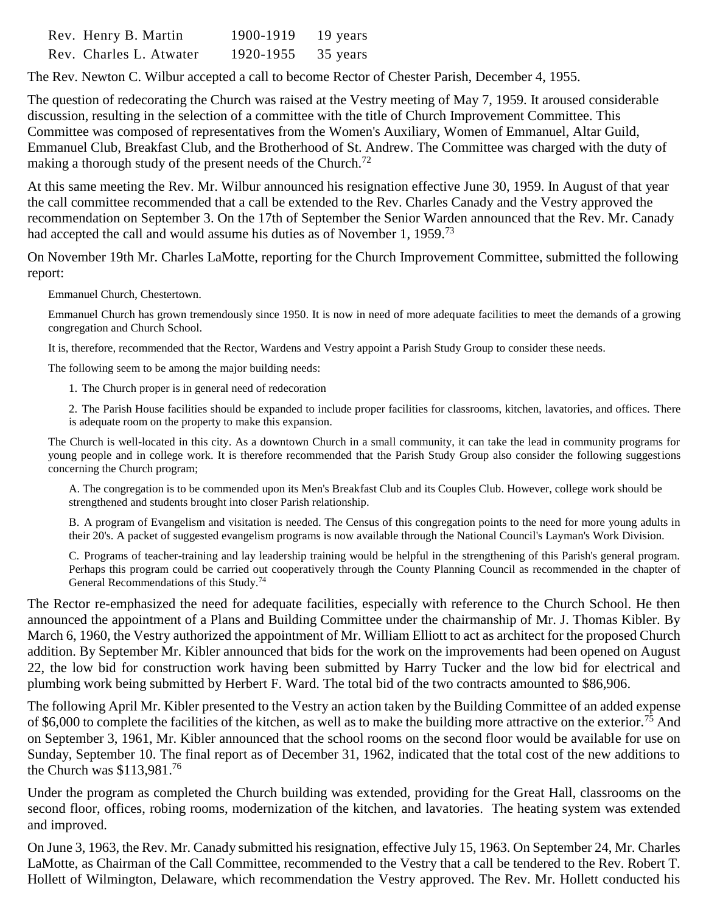| | | |
|---|---|---|
| Rev. Henry B. Martin | 1900-1919 | 19 years |
| Rev. Charles L. Atwater | 1920-1955 | 35 years |

The Rev. Newton C. Wilbur accepted a call to become Rector of Chester Parish, December 4, 1955.

The question of redecorating the Church was raised at the Vestry meeting of May 7, 1959. It aroused considerable discussion, resulting in the selection of a committee with the title of Church Improvement Committee. This Committee was composed of representatives from the Women's Auxiliary, Women of Emmanuel, Altar Guild, Emmanuel Club, Breakfast Club, and the Brotherhood of St. Andrew. The Committee was charged with the duty of making a thorough study of the present needs of the Church.[72]

At this same meeting the Rev. Mr. Wilbur announced his resignation effective June 30, 1959. In August of that year the call committee recommended that a call be extended to the Rev. Charles Canady and the Vestry approved the recommendation on September 3. On the 17th of September the Senior Warden announced that the Rev. Mr. Canady had accepted the call and would assume his duties as of November 1, 1959.[73]

On November 19th Mr. Charles LaMotte, reporting for the Church Improvement Committee, submitted the following report:

> Emmanuel Church, Chestertown.
>
> Emmanuel Church has grown tremendously since 1950. It is now in need of more adequate facilities to meet the demands of a growing congregation and Church School.
>
> It is, therefore, recommended that the Rector, Wardens and Vestry appoint a Parish Study Group to consider these needs.
>
> The following seem to be among the major building needs:
>
> 1. The Church proper is in general need of redecoration
>
> 2. The Parish House facilities should be expanded to include proper facilities for classrooms, kitchen, lavatories, and offices. There is adequate room on the property to make this expansion.
>
> The Church is well-located in this city. As a downtown Church in a small community, it can take the lead in community programs for young people and in college work. It is therefore recommended that the Parish Study Group also consider the following suggestions concerning the Church program;
>
> A. The congregation is to be commended upon its Men's Breakfast Club and its Couples Club. However, college work should be strengthened and students brought into closer Parish relationship.
>
> B. A program of Evangelism and visitation is needed. The Census of this congregation points to the need for more young adults in their 20's. A packet of suggested evangelism programs is now available through the National Council's Layman's Work Division.
>
> C. Programs of teacher-training and lay leadership training would be helpful in the strengthening of this Parish's general program. Perhaps this program could be carried out cooperatively through the County Planning Council as recommended in the chapter of General Recommendations of this Study.[74]

The Rector re-emphasized the need for adequate facilities, especially with reference to the Church School. He then announced the appointment of a Plans and Building Committee under the chairmanship of Mr. J. Thomas Kibler. By March 6, 1960, the Vestry authorized the appointment of Mr. William Elliott to act as architect for the proposed Church addition. By September Mr. Kibler announced that bids for the work on the improvements had been opened on August 22, the low bid for construction work having been submitted by Harry Tucker and the low bid for electrical and plumbing work being submitted by Herbert F. Ward. The total bid of the two contracts amounted to $86,906.

The following April Mr. Kibler presented to the Vestry an action taken by the Building Committee of an added expense of $6,000 to complete the facilities of the kitchen, as well as to make the building more attractive on the exterior.[75] And on September 3, 1961, Mr. Kibler announced that the school rooms on the second floor would be available for use on Sunday, September 10. The final report as of December 31, 1962, indicated that the total cost of the new additions to the Church was $113,981.[76]

Under the program as completed the Church building was extended, providing for the Great Hall, classrooms on the second floor, offices, robing rooms, modernization of the kitchen, and lavatories. The heating system was extended and improved.

On June 3, 1963, the Rev. Mr. Canady submitted his resignation, effective July 15, 1963. On September 24, Mr. Charles LaMotte, as Chairman of the Call Committee, recommended to the Vestry that a call be tendered to the Rev. Robert T. Hollett of Wilmington, Delaware, which recommendation the Vestry approved. The Rev. Mr. Hollett conducted his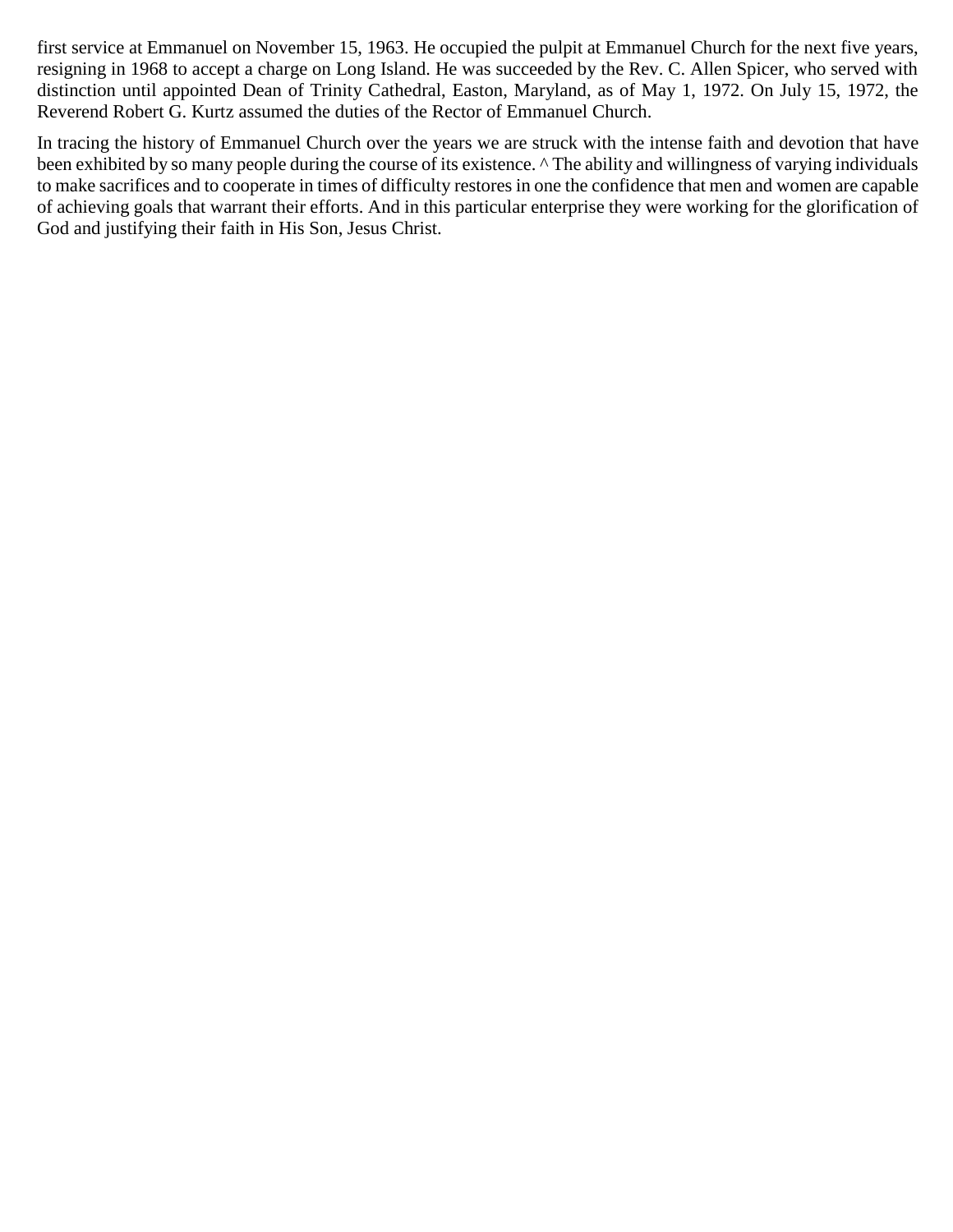first service at Emmanuel on November 15, 1963. He occupied the pulpit at Emmanuel Church for the next five years, resigning in 1968 to accept a charge on Long Island. He was succeeded by the Rev. C. Allen Spicer, who served with distinction until appointed Dean of Trinity Cathedral, Easton, Maryland, as of May 1, 1972. On July 15, 1972, the Reverend Robert G. Kurtz assumed the duties of the Rector of Emmanuel Church.

In tracing the history of Emmanuel Church over the years we are struck with the intense faith and devotion that have been exhibited by so many people during the course of its existence. ^ The ability and willingness of varying individuals to make sacrifices and to cooperate in times of difficulty restores in one the confidence that men and women are capable of achieving goals that warrant their efforts. And in this particular enterprise they were working for the glorification of God and justifying their faith in His Son, Jesus Christ.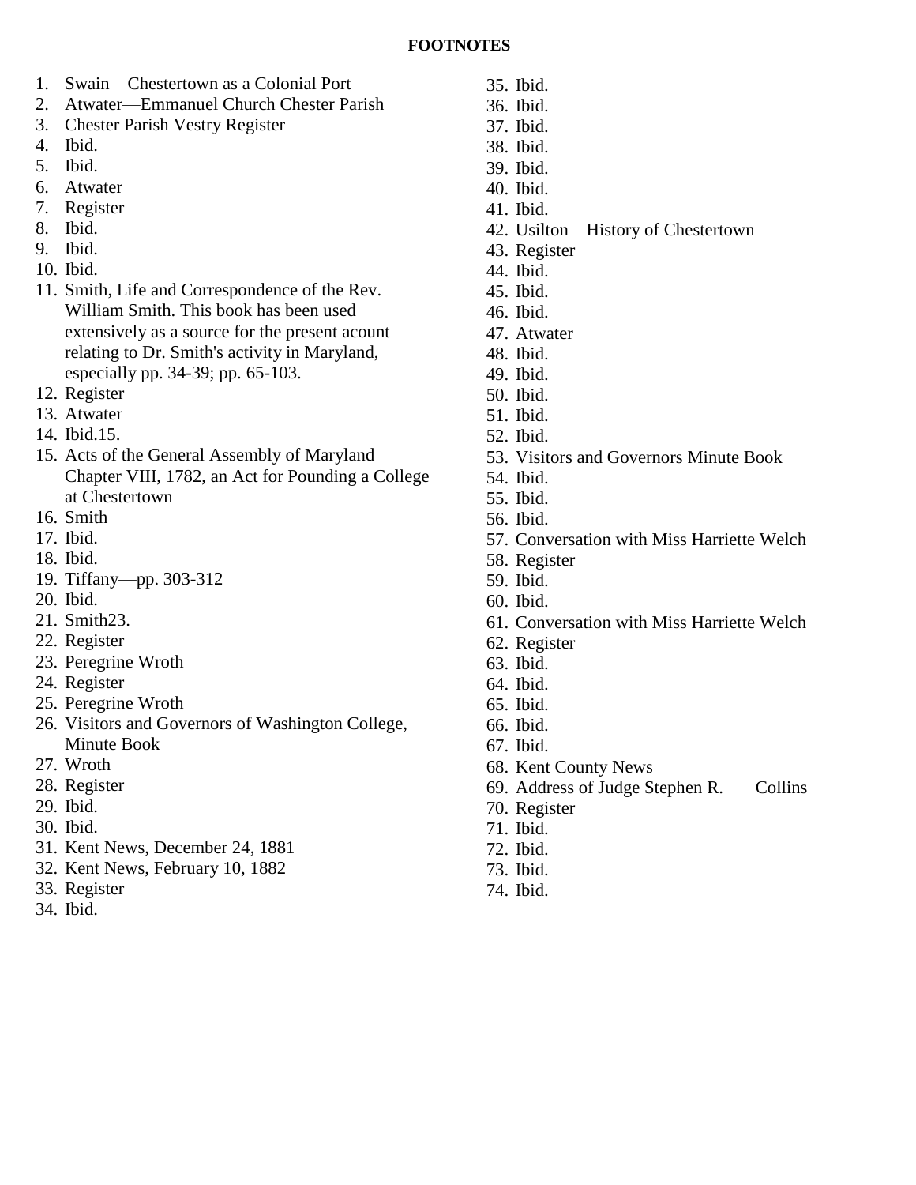**FOOTNOTES**

1. Swain—Chestertown as a Colonial Port
2. Atwater—Emmanuel Church Chester Parish
3. Chester Parish Vestry Register
4. Ibid.
5. Ibid.
6. Atwater
7. Register
8. Ibid.
9. Ibid.
10. Ibid.
11. Smith, Life and Correspondence of the Rev. William Smith. This book has been used extensively as a source for the present acount relating to Dr. Smith's activity in Maryland, especially pp. 34-39; pp. 65-103.
12. Register
13. Atwater
14. Ibid.15.
15. Acts of the General Assembly of Maryland Chapter VIII, 1782, an Act for Pounding a College at Chestertown
16. Smith
17. Ibid.
18. Ibid.
19. Tiffany—pp. 303-312
20. Ibid.
21. Smith23.
22. Register
23. Peregrine Wroth
24. Register
25. Peregrine Wroth
26. Visitors and Governors of Washington College, Minute Book
27. Wroth
28. Register
29. Ibid.
30. Ibid.
31. Kent News, December 24, 1881
32. Kent News, February 10, 1882
33. Register
34. Ibid.
35. Ibid.
36. Ibid.
37. Ibid.
38. Ibid.
39. Ibid.
40. Ibid.
41. Ibid.
42. Usilton—History of Chestertown
43. Register
44. Ibid.
45. Ibid.
46. Ibid.
47. Atwater
48. Ibid.
49. Ibid.
50. Ibid.
51. Ibid.
52. Ibid.
53. Visitors and Governors Minute Book
54. Ibid.
55. Ibid.
56. Ibid.
57. Conversation with Miss Harriette Welch
58. Register
59. Ibid.
60. Ibid.
61. Conversation with Miss Harriette Welch
62. Register
63. Ibid.
64. Ibid.
65. Ibid.
66. Ibid.
67. Ibid.
68. Kent County News
69. Address of Judge Stephen R. Collins
70. Register
71. Ibid.
72. Ibid.
73. Ibid.
74. Ibid.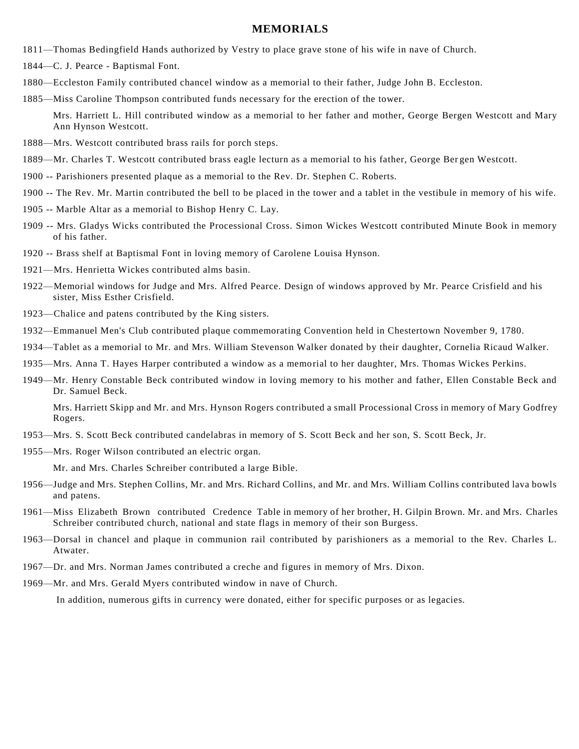# MEMORIALS

1811—Thomas Bedingfield Hands authorized by Vestry to place grave stone of his wife in nave of Church.

1844—C. J. Pearce - Baptismal Font.

1880—Eccleston Family contributed chancel window as a memorial to their father, Judge John B. Eccleston.

1885—Miss Caroline Thompson contributed funds necessary for the erection of the tower.

Mrs. Harriett L. Hill contributed window as a memorial to her father and mother, George Bergen Westcott and Mary Ann Hynson Westcott.

1888—Mrs. Westcott contributed brass rails for porch steps.

1889—Mr. Charles T. Westcott contributed brass eagle lecturn as a memorial to his father, George Ber gen Westcott.

1900 -- Parishioners presented plaque as a memorial to the Rev. Dr. Stephen C. Roberts.

1900 -- The Rev. Mr. Martin contributed the bell to be placed in the tower and a tablet in the vestibule in memory of his wife.

1905 -- Marble Altar as a memorial to Bishop Henry C. Lay.

1909 -- Mrs. Gladys Wicks contributed the Processional Cross. Simon Wickes Westcott contributed Minute Book in memory of his father.

1920 -- Brass shelf at Baptismal Font in loving memory of Carolene Louisa Hynson.

1921—Mrs. Henrietta Wickes contributed alms basin.

1922—Memorial windows for Judge and Mrs. Alfred Pearce. Design of windows approved by Mr. Pearce Crisfield and his sister, Miss Esther Crisfield.

1923—Chalice and patens contributed by the King sisters.

1932—Emmanuel Men's Club contributed plaque commemorating Convention held in Chestertown November 9, 1780.

1934—Tablet as a memorial to Mr. and Mrs. William Stevenson Walker donated by their daughter, Cornelia Ricaud Walker.

1935—Mrs. Anna T. Hayes Harper contributed a window as a memorial to her daughter, Mrs. Thomas Wickes Perkins.

1949—Mr. Henry Constable Beck contributed window in loving memory to his mother and father, Ellen Constable Beck and Dr. Samuel Beck.

Mrs. Harriett Skipp and Mr. and Mrs. Hynson Rogers contributed a small Processional Cross in memory of Mary Godfrey Rogers.

1953—Mrs. S. Scott Beck contributed candelabras in memory of S. Scott Beck and her son, S. Scott Beck, Jr.

1955—Mrs. Roger Wilson contributed an electric organ.

Mr. and Mrs. Charles Schreiber contributed a large Bible.

1956—Judge and Mrs. Stephen Collins, Mr. and Mrs. Richard Collins, and Mr. and Mrs. William Collins contributed lava bowls and patens.

1961—Miss Elizabeth Brown contributed Credence Table in memory of her brother, H. Gilpin Brown. Mr. and Mrs. Charles Schreiber contributed church, national and state flags in memory of their son Burgess.

1963—Dorsal in chancel and plaque in communion rail contributed by parishioners as a memorial to the Rev. Charles L. Atwater.

1967—Dr. and Mrs. Norman James contributed a creche and figures in memory of Mrs. Dixon.

1969—Mr. and Mrs. Gerald Myers contributed window in nave of Church.

In addition, numerous gifts in currency were donated, either for specific purposes or as legacies.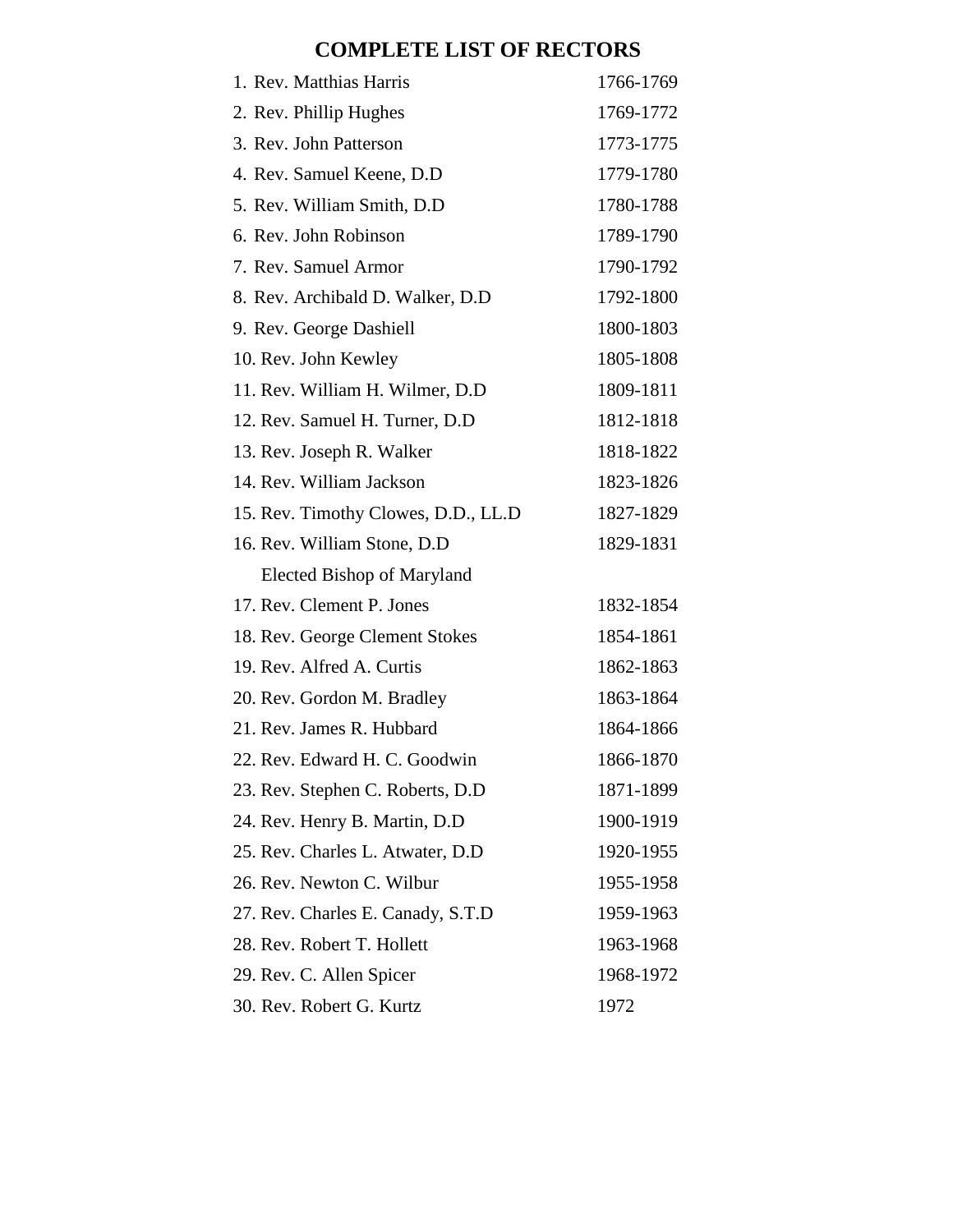# COMPLETE LIST OF RECTORS

| | |
|---|---|
| 1. Rev. Matthias Harris | 1766-1769 |
| 2. Rev. Phillip Hughes | 1769-1772 |
| 3. Rev. John Patterson | 1773-1775 |
| 4. Rev. Samuel Keene, D.D | 1779-1780 |
| 5. Rev. William Smith, D.D | 1780-1788 |
| 6. Rev. John Robinson | 1789-1790 |
| 7. Rev. Samuel Armor | 1790-1792 |
| 8. Rev. Archibald D. Walker, D.D | 1792-1800 |
| 9. Rev. George Dashiell | 1800-1803 |
| 10. Rev. John Kewley | 1805-1808 |
| 11. Rev. William H. Wilmer, D.D | 1809-1811 |
| 12. Rev. Samuel H. Turner, D.D | 1812-1818 |
| 13. Rev. Joseph R. Walker | 1818-1822 |
| 14. Rev. William Jackson | 1823-1826 |
| 15. Rev. Timothy Clowes, D.D., LL.D | 1827-1829 |
| 16. Rev. William Stone, D.D | 1829-1831 |
| Elected Bishop of Maryland | |
| 17. Rev. Clement P. Jones | 1832-1854 |
| 18. Rev. George Clement Stokes | 1854-1861 |
| 19. Rev. Alfred A. Curtis | 1862-1863 |
| 20. Rev. Gordon M. Bradley | 1863-1864 |
| 21. Rev. James R. Hubbard | 1864-1866 |
| 22. Rev. Edward H. C. Goodwin | 1866-1870 |
| 23. Rev. Stephen C. Roberts, D.D | 1871-1899 |
| 24. Rev. Henry B. Martin, D.D | 1900-1919 |
| 25. Rev. Charles L. Atwater, D.D | 1920-1955 |
| 26. Rev. Newton C. Wilbur | 1955-1958 |
| 27. Rev. Charles E. Canady, S.T.D | 1959-1963 |
| 28. Rev. Robert T. Hollett | 1963-1968 |
| 29. Rev. C. Allen Spicer | 1968-1972 |
| 30. Rev. Robert G. Kurtz | 1972 |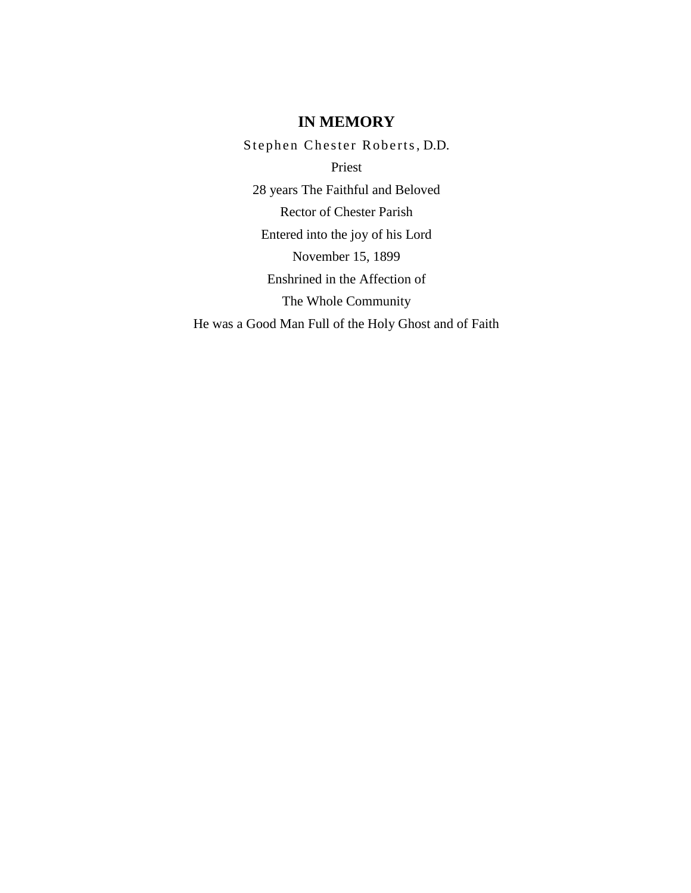**IN MEMORY**

Stephen Chester Roberts, D.D.

Priest

28 years The Faithful and Beloved

Rector of Chester Parish

Entered into the joy of his Lord

November 15, 1899

Enshrined in the Affection of

The Whole Community

He was a Good Man Full of the Holy Ghost and of Faith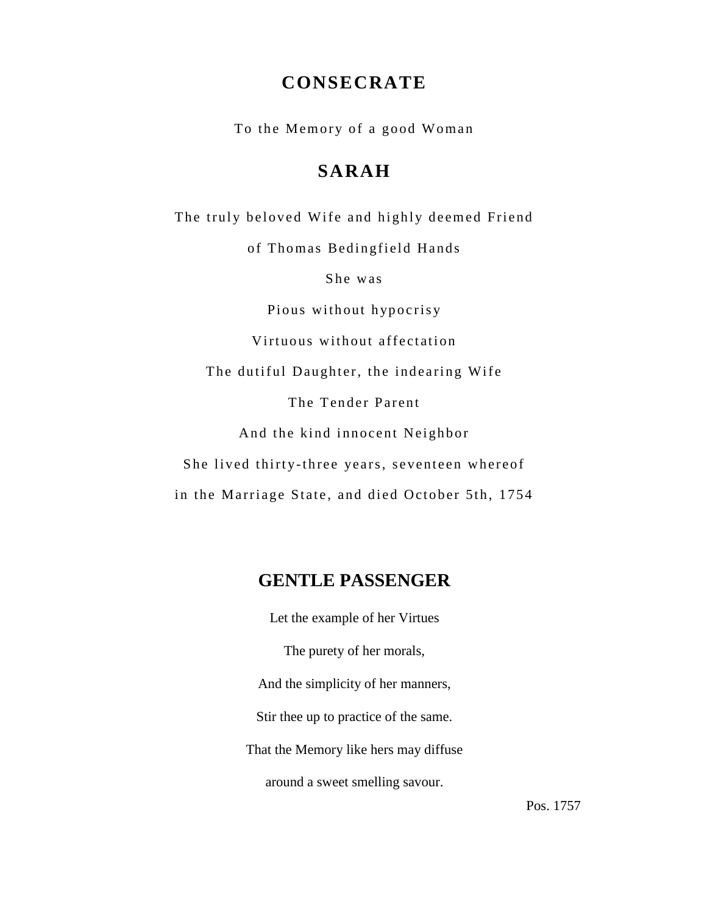## CONSECRATE

To the Memory of a good Woman

## SARAH

The truly beloved Wife and highly deemed Friend

of Thomas Bedingfield Hands

She was

Pious without hypocrisy

Virtuous without affectation

The dutiful Daughter, the indearing Wife

The Tender Parent

And the kind innocent Neighbor

She lived thirty-three years, seventeen whereof

in the Marriage State, and died October 5th, 1754

## GENTLE PASSENGER

Let the example of her Virtues

The purety of her morals,

And the simplicity of her manners,

Stir thee up to practice of the same.

That the Memory like hers may diffuse

around a sweet smelling savour.

Pos. 1757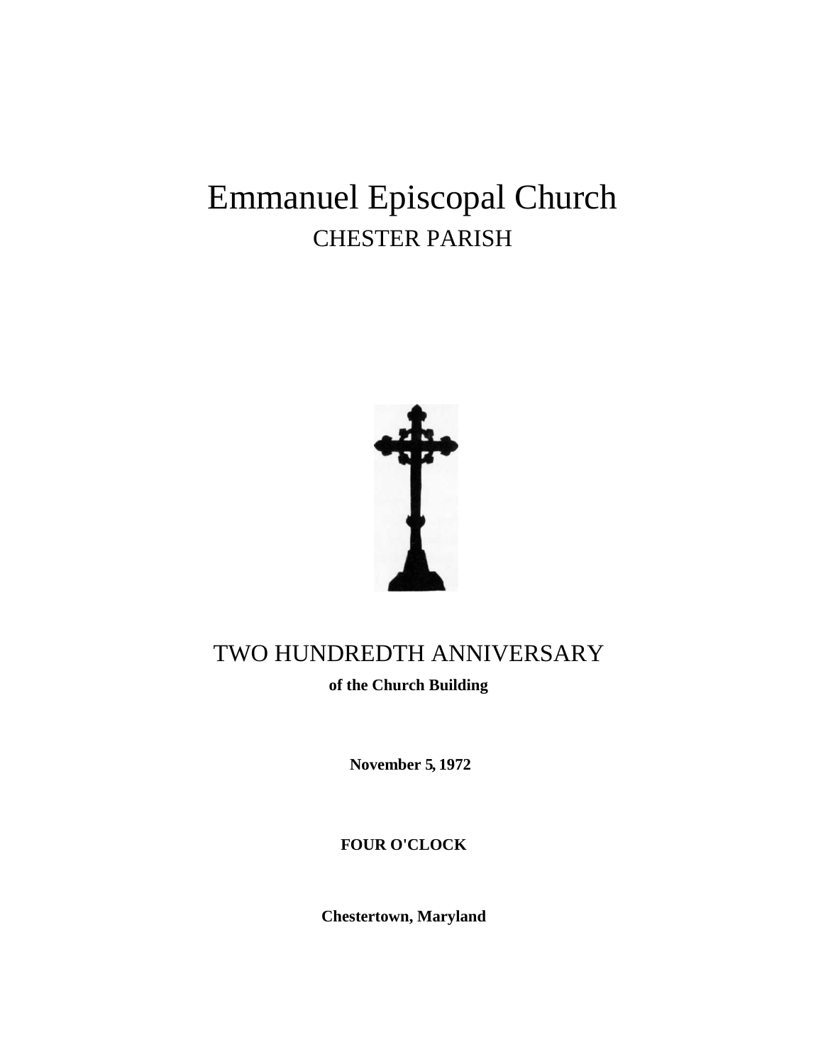# Emmanuel Episcopal Church

## CHESTER PARISH

## TWO HUNDREDTH ANNIVERSARY

**of the Church Building**

**November 5, 1972**

**FOUR O'CLOCK**

**Chestertown, Maryland**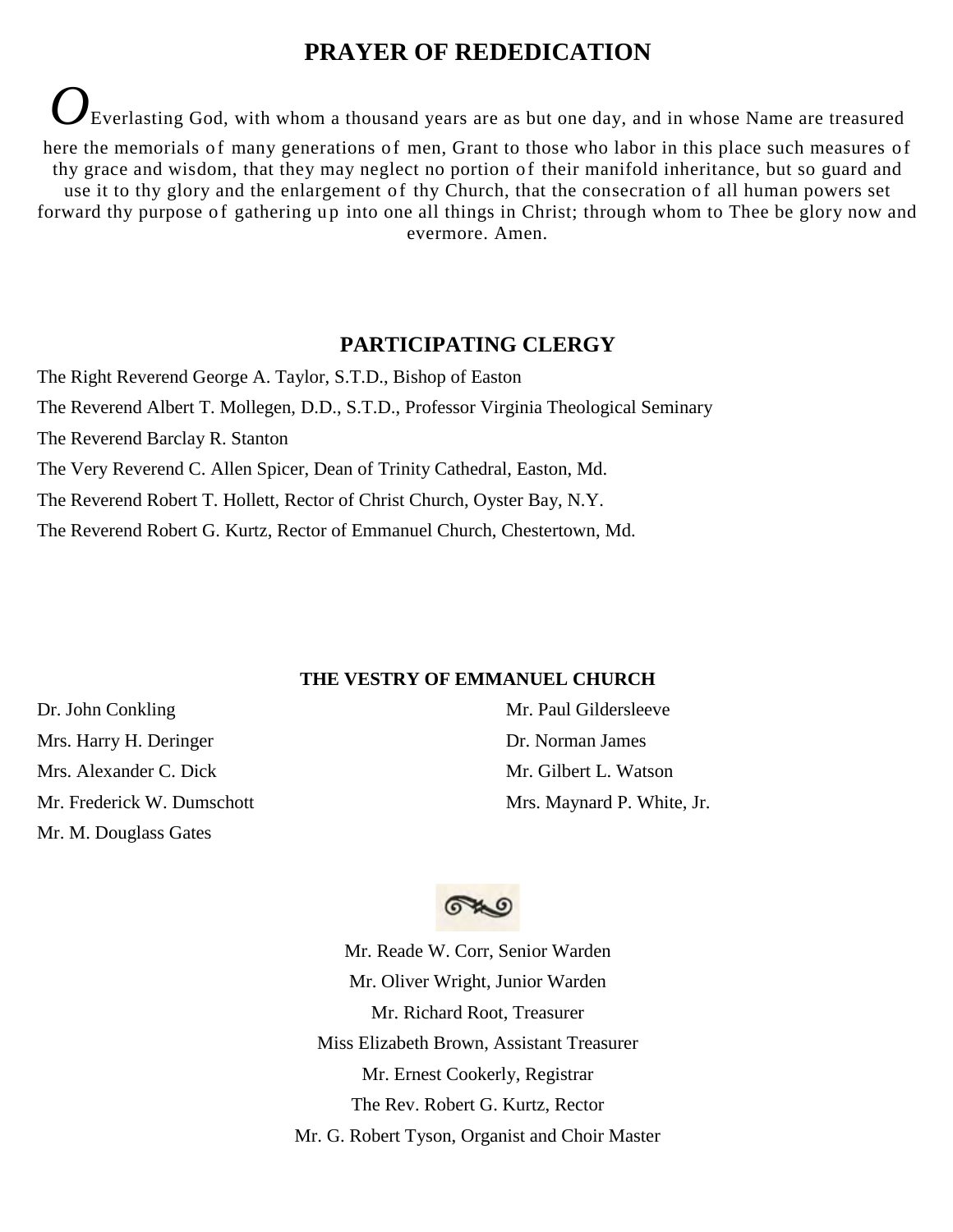# PRAYER OF REDEDICATION

*O* Everlasting God, with whom a thousand years are as but one day, and in whose Name are treasured here the memorials of many generations of men, Grant to those who labor in this place such measures of thy grace and wisdom, that they may neglect no portion of their manifold inheritance, but so guard and use it to thy glory and the enlargement of thy Church, that the consecration of all human powers set forward thy purpose of gathering up into one all things in Christ; through whom to Thee be glory now and evermore. Amen.

## PARTICIPATING CLERGY

The Right Reverend George A. Taylor, S.T.D., Bishop of Easton

The Reverend Albert T. Mollegen, D.D., S.T.D., Professor Virginia Theological Seminary

The Reverend Barclay R. Stanton

The Very Reverend C. Allen Spicer, Dean of Trinity Cathedral, Easton, Md.

The Reverend Robert T. Hollett, Rector of Christ Church, Oyster Bay, N.Y.

The Reverend Robert G. Kurtz, Rector of Emmanuel Church, Chestertown, Md.

### THE VESTRY OF EMMANUEL CHURCH

Dr. John Conkling

Mrs. Harry H. Deringer

Mrs. Alexander C. Dick

Mr. Frederick W. Dumschott

Mr. M. Douglass Gates

Mr. Paul Gildersleeve

Dr. Norman James

Mr. Gilbert L. Watson

Mrs. Maynard P. White, Jr.

Mr. Reade W. Corr, Senior Warden

Mr. Oliver Wright, Junior Warden

Mr. Richard Root, Treasurer

Miss Elizabeth Brown, Assistant Treasurer

Mr. Ernest Cookerly, Registrar

The Rev. Robert G. Kurtz, Rector

Mr. G. Robert Tyson, Organist and Choir Master